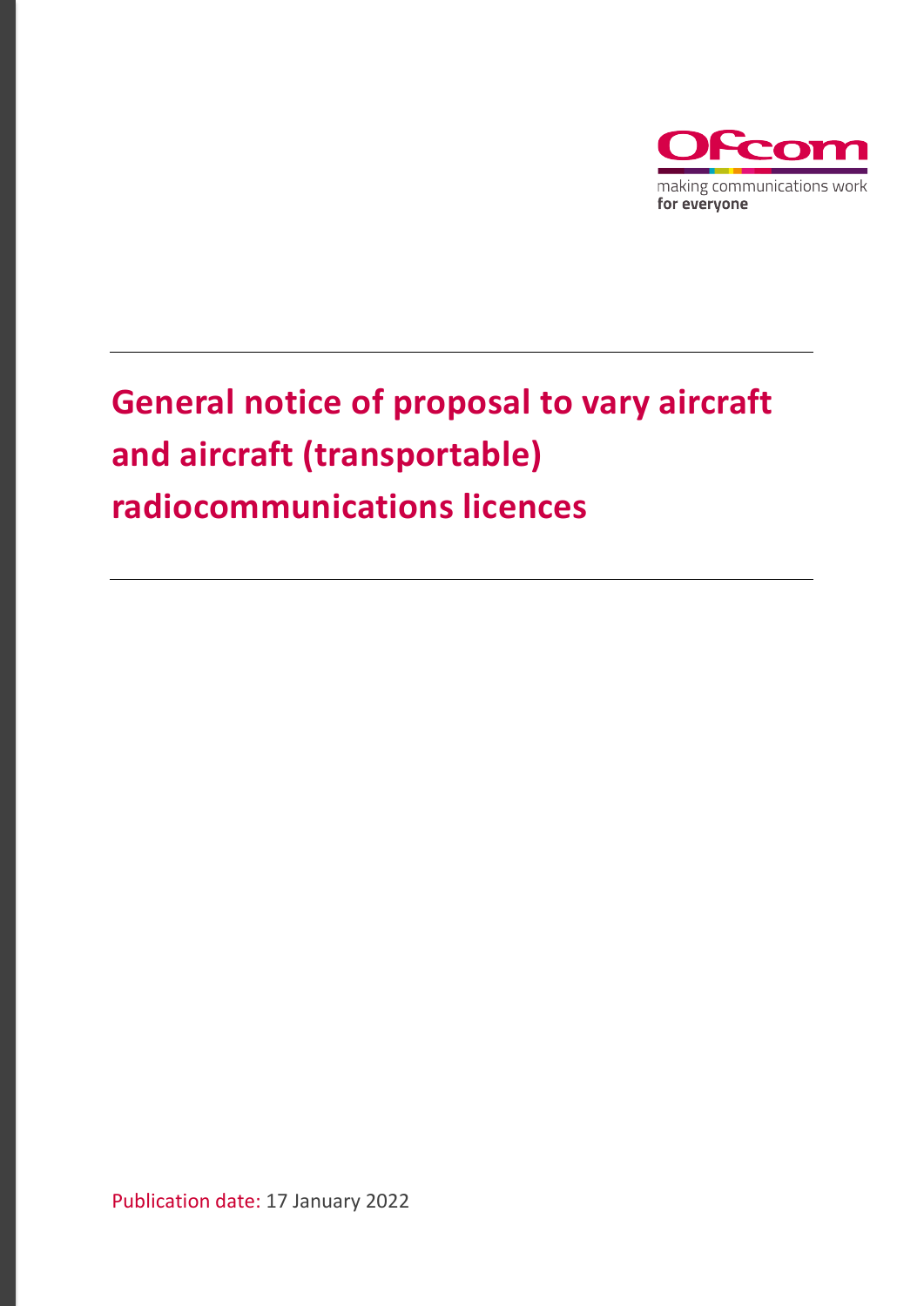# General notice of proposal to vary aircraft and aircraft (transportable) radiocommunications licences

Publication date: 17 January 2022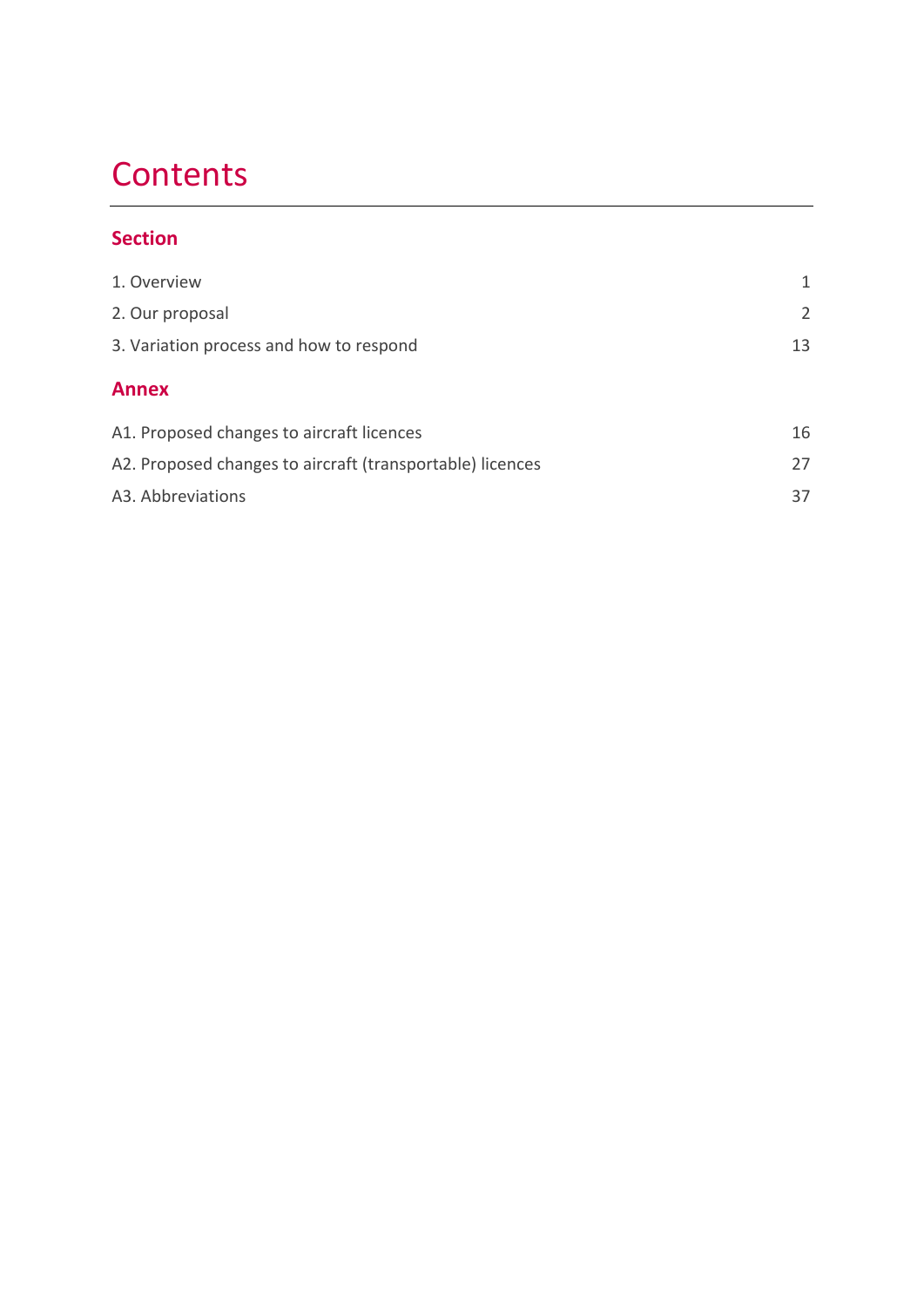# Contents

## Section

| | |
|---|---|
| 1. Overview | 1 |
| 2. Our proposal | 2 |
| 3. Variation process and how to respond | 13 |

## Annex

| | |
|---|---|
| A1. Proposed changes to aircraft licences | 16 |
| A2. Proposed changes to aircraft (transportable) licences | 27 |
| A3. Abbreviations | 37 |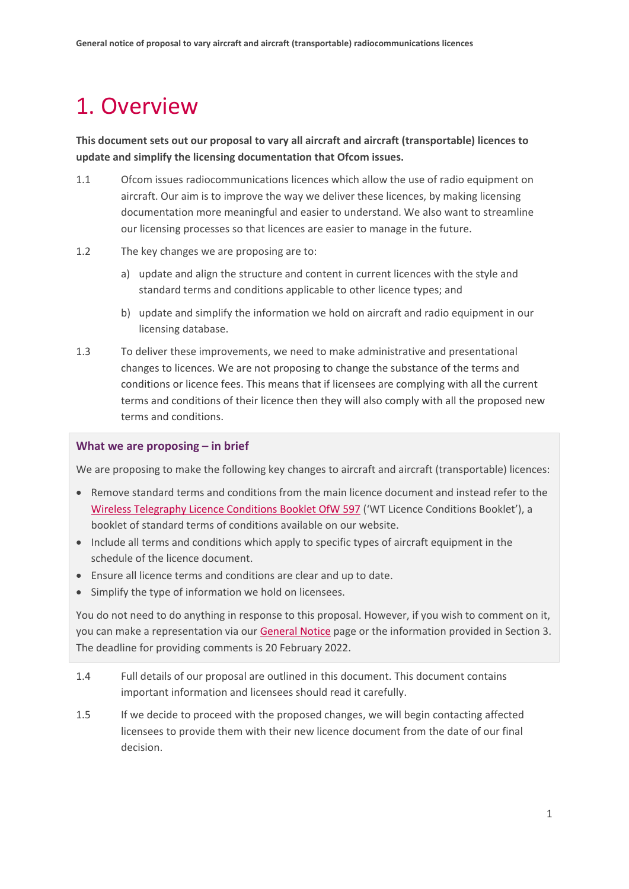# 1. Overview

**This document sets out our proposal to vary all aircraft and aircraft (transportable) licences to update and simplify the licensing documentation that Ofcom issues.**

1.1 Ofcom issues radiocommunications licences which allow the use of radio equipment on aircraft. Our aim is to improve the way we deliver these licences, by making licensing documentation more meaningful and easier to understand. We also want to streamline our licensing processes so that licences are easier to manage in the future.

1.2 The key changes we are proposing are to:

a) update and align the structure and content in current licences with the style and standard terms and conditions applicable to other licence types; and

b) update and simplify the information we hold on aircraft and radio equipment in our licensing database.

1.3 To deliver these improvements, we need to make administrative and presentational changes to licences. We are not proposing to change the substance of the terms and conditions or licence fees. This means that if licensees are complying with all the current terms and conditions of their licence then they will also comply with all the proposed new terms and conditions.

### What we are proposing – in brief

We are proposing to make the following key changes to aircraft and aircraft (transportable) licences:

- Remove standard terms and conditions from the main licence document and instead refer to the Wireless Telegraphy Licence Conditions Booklet OfW 597 ('WT Licence Conditions Booklet'), a booklet of standard terms of conditions available on our website.
- Include all terms and conditions which apply to specific types of aircraft equipment in the schedule of the licence document.
- Ensure all licence terms and conditions are clear and up to date.
- Simplify the type of information we hold on licensees.

You do not need to do anything in response to this proposal. However, if you wish to comment on it, you can make a representation via our General Notice page or the information provided in Section 3. The deadline for providing comments is 20 February 2022.

1.4 Full details of our proposal are outlined in this document. This document contains important information and licensees should read it carefully.

1.5 If we decide to proceed with the proposed changes, we will begin contacting affected licensees to provide them with their new licence document from the date of our final decision.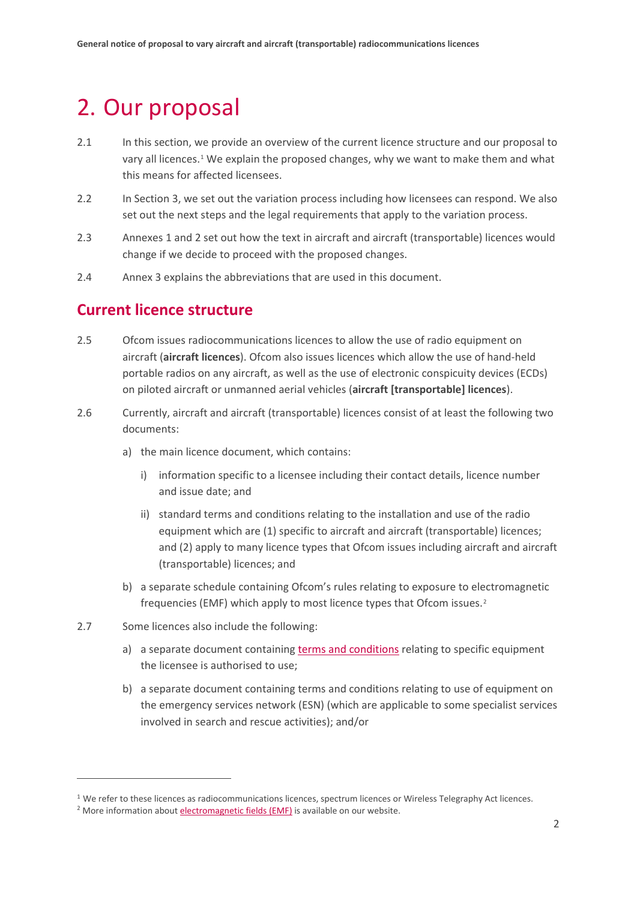# 2. Our proposal

2.1 In this section, we provide an overview of the current licence structure and our proposal to vary all licences.[1] We explain the proposed changes, why we want to make them and what this means for affected licensees.

2.2 In Section 3, we set out the variation process including how licensees can respond. We also set out the next steps and the legal requirements that apply to the variation process.

2.3 Annexes 1 and 2 set out how the text in aircraft and aircraft (transportable) licences would change if we decide to proceed with the proposed changes.

2.4 Annex 3 explains the abbreviations that are used in this document.

## Current licence structure

2.5 Ofcom issues radiocommunications licences to allow the use of radio equipment on aircraft (**aircraft licences**). Ofcom also issues licences which allow the use of hand-held portable radios on any aircraft, as well as the use of electronic conspicuity devices (ECDs) on piloted aircraft or unmanned aerial vehicles (**aircraft [transportable] licences**).

2.6 Currently, aircraft and aircraft (transportable) licences consist of at least the following two documents:

a) the main licence document, which contains:

   i) information specific to a licensee including their contact details, licence number and issue date; and

   ii) standard terms and conditions relating to the installation and use of the radio equipment which are (1) specific to aircraft and aircraft (transportable) licences; and (2) apply to many licence types that Ofcom issues including aircraft and aircraft (transportable) licences; and

b) a separate schedule containing Ofcom's rules relating to exposure to electromagnetic frequencies (EMF) which apply to most licence types that Ofcom issues.[2]

2.7 Some licences also include the following:

a) a separate document containing terms and conditions relating to specific equipment the licensee is authorised to use;

b) a separate document containing terms and conditions relating to use of equipment on the emergency services network (ESN) (which are applicable to some specialist services involved in search and rescue activities); and/or

---

[1] We refer to these licences as radiocommunications licences, spectrum licences or Wireless Telegraphy Act licences.

[2] More information about electromagnetic fields (EMF) is available on our website.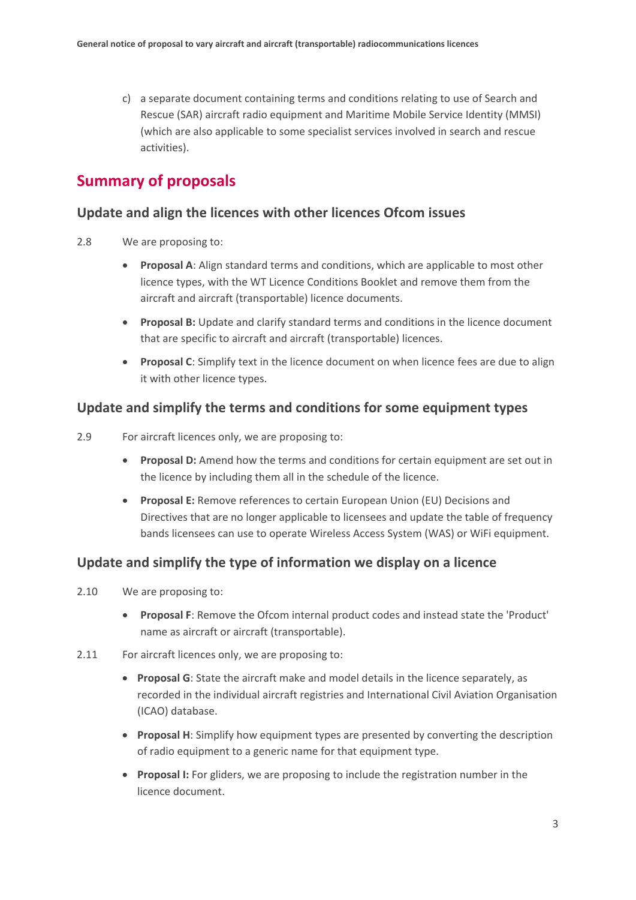c) a separate document containing terms and conditions relating to use of Search and Rescue (SAR) aircraft radio equipment and Maritime Mobile Service Identity (MMSI) (which are also applicable to some specialist services involved in search and rescue activities).

## Summary of proposals

### Update and align the licences with other licences Ofcom issues

2.8 We are proposing to:

- **Proposal A**: Align standard terms and conditions, which are applicable to most other licence types, with the WT Licence Conditions Booklet and remove them from the aircraft and aircraft (transportable) licence documents.
- **Proposal B:** Update and clarify standard terms and conditions in the licence document that are specific to aircraft and aircraft (transportable) licences.
- **Proposal C**: Simplify text in the licence document on when licence fees are due to align it with other licence types.

### Update and simplify the terms and conditions for some equipment types

2.9 For aircraft licences only, we are proposing to:

- **Proposal D:** Amend how the terms and conditions for certain equipment are set out in the licence by including them all in the schedule of the licence.
- **Proposal E:** Remove references to certain European Union (EU) Decisions and Directives that are no longer applicable to licensees and update the table of frequency bands licensees can use to operate Wireless Access System (WAS) or WiFi equipment.

### Update and simplify the type of information we display on a licence

2.10 We are proposing to:

- **Proposal F**: Remove the Ofcom internal product codes and instead state the 'Product' name as aircraft or aircraft (transportable).

2.11 For aircraft licences only, we are proposing to:

- **Proposal G**: State the aircraft make and model details in the licence separately, as recorded in the individual aircraft registries and International Civil Aviation Organisation (ICAO) database.
- **Proposal H**: Simplify how equipment types are presented by converting the description of radio equipment to a generic name for that equipment type.
- **Proposal I:** For gliders, we are proposing to include the registration number in the licence document.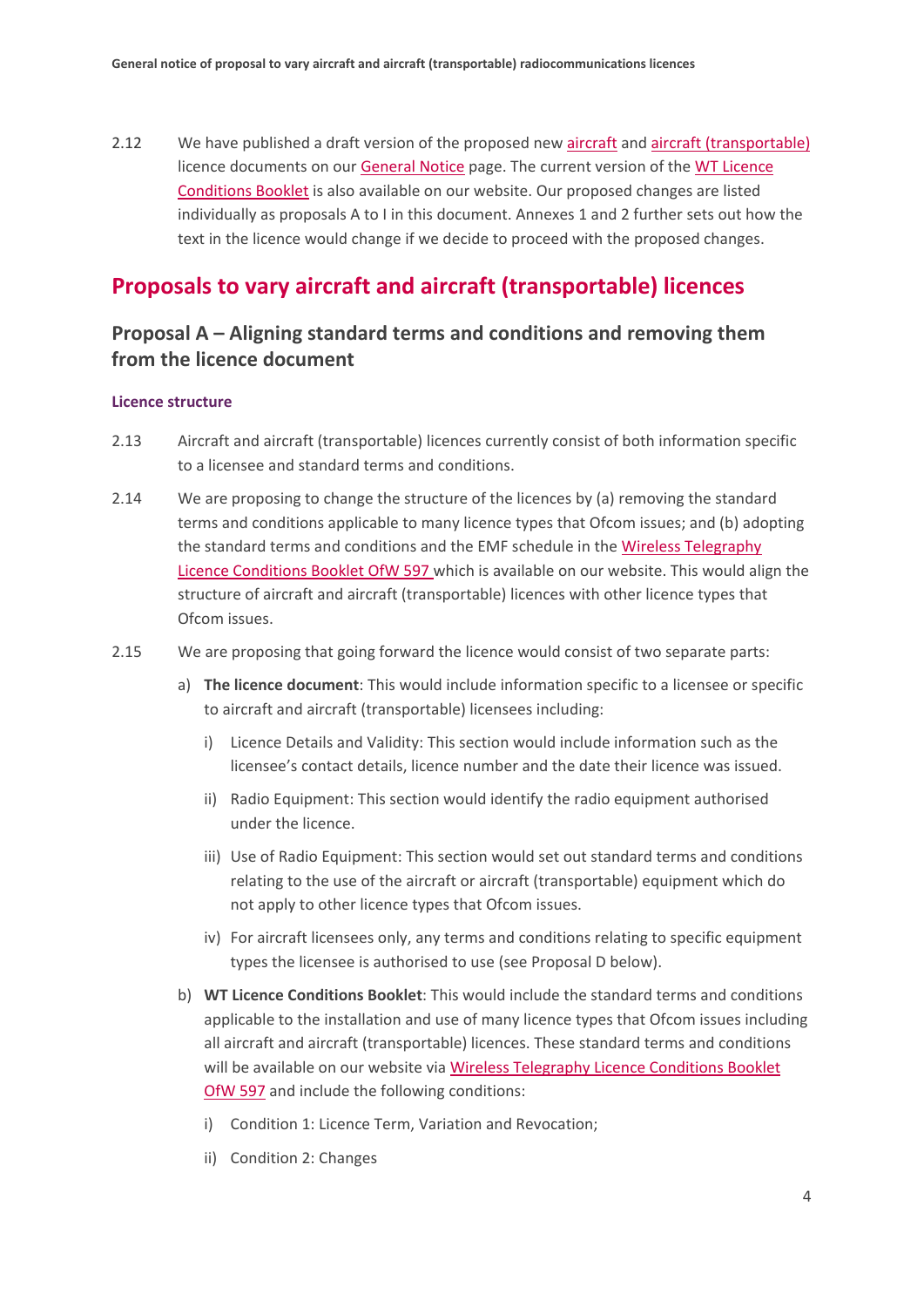2.12 We have published a draft version of the proposed new aircraft and aircraft (transportable) licence documents on our General Notice page. The current version of the WT Licence Conditions Booklet is also available on our website. Our proposed changes are listed individually as proposals A to I in this document. Annexes 1 and 2 further sets out how the text in the licence would change if we decide to proceed with the proposed changes.

# Proposals to vary aircraft and aircraft (transportable) licences

## Proposal A – Aligning standard terms and conditions and removing them from the licence document

### Licence structure

2.13 Aircraft and aircraft (transportable) licences currently consist of both information specific to a licensee and standard terms and conditions.

2.14 We are proposing to change the structure of the licences by (a) removing the standard terms and conditions applicable to many licence types that Ofcom issues; and (b) adopting the standard terms and conditions and the EMF schedule in the Wireless Telegraphy Licence Conditions Booklet OfW 597 which is available on our website. This would align the structure of aircraft and aircraft (transportable) licences with other licence types that Ofcom issues.

2.15 We are proposing that going forward the licence would consist of two separate parts:

a) **The licence document**: This would include information specific to a licensee or specific to aircraft and aircraft (transportable) licensees including:

   i) Licence Details and Validity: This section would include information such as the licensee's contact details, licence number and the date their licence was issued.

   ii) Radio Equipment: This section would identify the radio equipment authorised under the licence.

   iii) Use of Radio Equipment: This section would set out standard terms and conditions relating to the use of the aircraft or aircraft (transportable) equipment which do not apply to other licence types that Ofcom issues.

   iv) For aircraft licensees only, any terms and conditions relating to specific equipment types the licensee is authorised to use (see Proposal D below).

b) **WT Licence Conditions Booklet**: This would include the standard terms and conditions applicable to the installation and use of many licence types that Ofcom issues including all aircraft and aircraft (transportable) licences. These standard terms and conditions will be available on our website via Wireless Telegraphy Licence Conditions Booklet OfW 597 and include the following conditions:

   i) Condition 1: Licence Term, Variation and Revocation;

   ii) Condition 2: Changes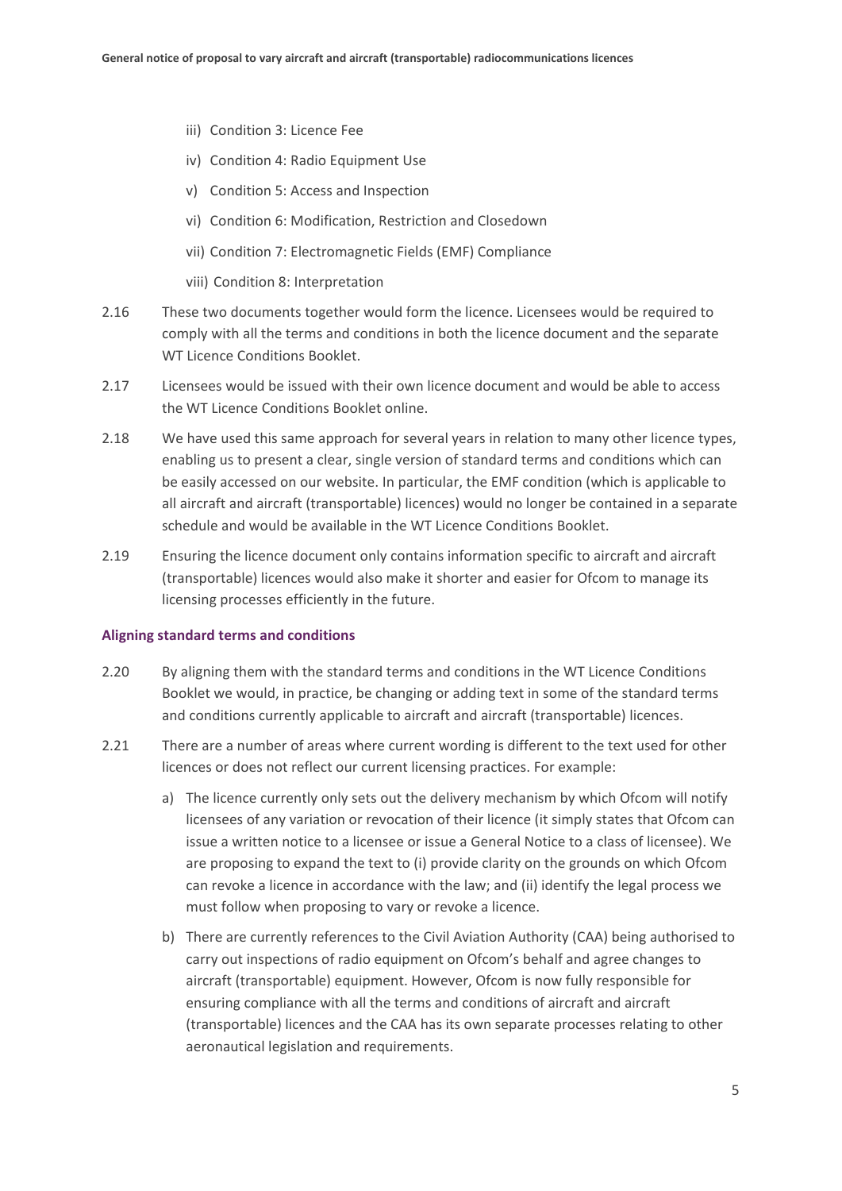iii) Condition 3: Licence Fee

iv) Condition 4: Radio Equipment Use

v) Condition 5: Access and Inspection

vi) Condition 6: Modification, Restriction and Closedown

vii) Condition 7: Electromagnetic Fields (EMF) Compliance

viii) Condition 8: Interpretation

2.16 These two documents together would form the licence. Licensees would be required to comply with all the terms and conditions in both the licence document and the separate WT Licence Conditions Booklet.

2.17 Licensees would be issued with their own licence document and would be able to access the WT Licence Conditions Booklet online.

2.18 We have used this same approach for several years in relation to many other licence types, enabling us to present a clear, single version of standard terms and conditions which can be easily accessed on our website. In particular, the EMF condition (which is applicable to all aircraft and aircraft (transportable) licences) would no longer be contained in a separate schedule and would be available in the WT Licence Conditions Booklet.

2.19 Ensuring the licence document only contains information specific to aircraft and aircraft (transportable) licences would also make it shorter and easier for Ofcom to manage its licensing processes efficiently in the future.

### Aligning standard terms and conditions

2.20 By aligning them with the standard terms and conditions in the WT Licence Conditions Booklet we would, in practice, be changing or adding text in some of the standard terms and conditions currently applicable to aircraft and aircraft (transportable) licences.

2.21 There are a number of areas where current wording is different to the text used for other licences or does not reflect our current licensing practices. For example:

a) The licence currently only sets out the delivery mechanism by which Ofcom will notify licensees of any variation or revocation of their licence (it simply states that Ofcom can issue a written notice to a licensee or issue a General Notice to a class of licensee). We are proposing to expand the text to (i) provide clarity on the grounds on which Ofcom can revoke a licence in accordance with the law; and (ii) identify the legal process we must follow when proposing to vary or revoke a licence.

b) There are currently references to the Civil Aviation Authority (CAA) being authorised to carry out inspections of radio equipment on Ofcom's behalf and agree changes to aircraft (transportable) equipment. However, Ofcom is now fully responsible for ensuring compliance with all the terms and conditions of aircraft and aircraft (transportable) licences and the CAA has its own separate processes relating to other aeronautical legislation and requirements.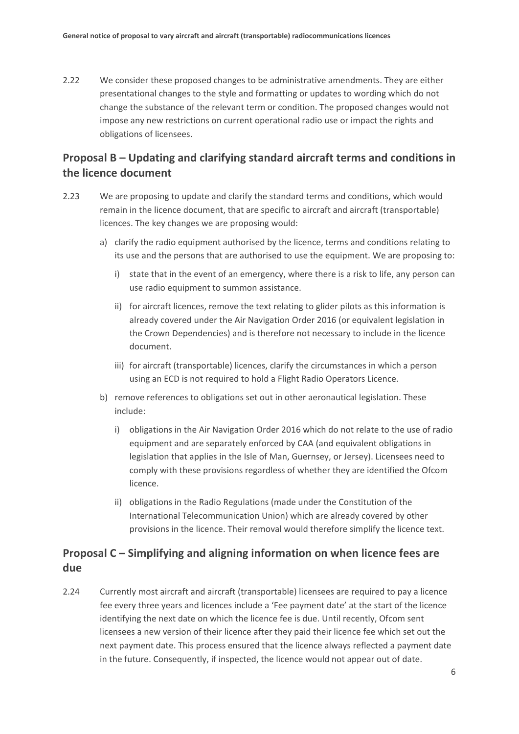2.22 We consider these proposed changes to be administrative amendments. They are either presentational changes to the style and formatting or updates to wording which do not change the substance of the relevant term or condition. The proposed changes would not impose any new restrictions on current operational radio use or impact the rights and obligations of licensees.

## Proposal B – Updating and clarifying standard aircraft terms and conditions in the licence document

2.23 We are proposing to update and clarify the standard terms and conditions, which would remain in the licence document, that are specific to aircraft and aircraft (transportable) licences. The key changes we are proposing would:

a) clarify the radio equipment authorised by the licence, terms and conditions relating to its use and the persons that are authorised to use the equipment. We are proposing to:

   i) state that in the event of an emergency, where there is a risk to life, any person can use radio equipment to summon assistance.

   ii) for aircraft licences, remove the text relating to glider pilots as this information is already covered under the Air Navigation Order 2016 (or equivalent legislation in the Crown Dependencies) and is therefore not necessary to include in the licence document.

   iii) for aircraft (transportable) licences, clarify the circumstances in which a person using an ECD is not required to hold a Flight Radio Operators Licence.

b) remove references to obligations set out in other aeronautical legislation. These include:

   i) obligations in the Air Navigation Order 2016 which do not relate to the use of radio equipment and are separately enforced by CAA (and equivalent obligations in legislation that applies in the Isle of Man, Guernsey, or Jersey). Licensees need to comply with these provisions regardless of whether they are identified the Ofcom licence.

   ii) obligations in the Radio Regulations (made under the Constitution of the International Telecommunication Union) which are already covered by other provisions in the licence. Their removal would therefore simplify the licence text.

## Proposal C – Simplifying and aligning information on when licence fees are due

2.24 Currently most aircraft and aircraft (transportable) licensees are required to pay a licence fee every three years and licences include a 'Fee payment date' at the start of the licence identifying the next date on which the licence fee is due. Until recently, Ofcom sent licensees a new version of their licence after they paid their licence fee which set out the next payment date. This process ensured that the licence always reflected a payment date in the future. Consequently, if inspected, the licence would not appear out of date.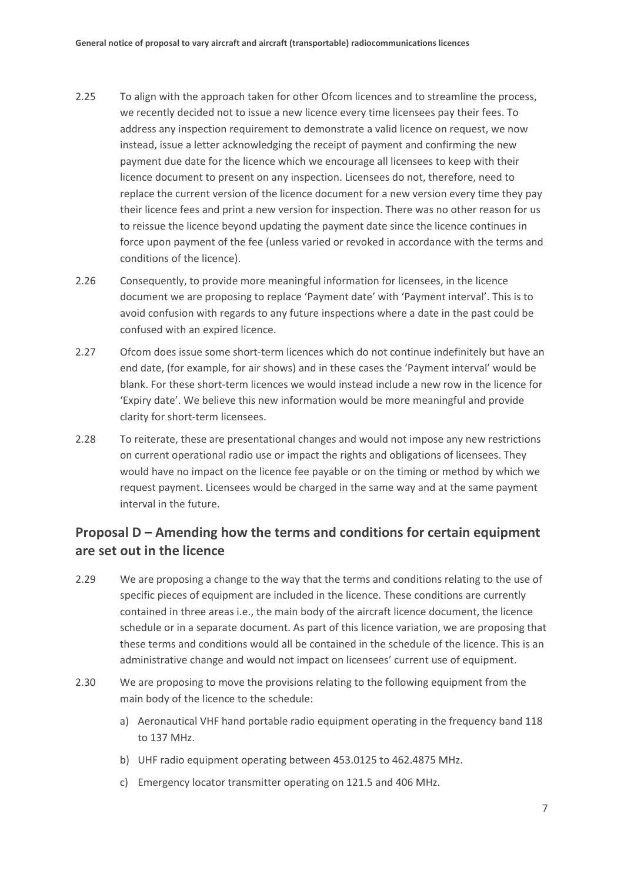2.25 To align with the approach taken for other Ofcom licences and to streamline the process, we recently decided not to issue a new licence every time licensees pay their fees. To address any inspection requirement to demonstrate a valid licence on request, we now instead, issue a letter acknowledging the receipt of payment and confirming the new payment due date for the licence which we encourage all licensees to keep with their licence document to present on any inspection. Licensees do not, therefore, need to replace the current version of the licence document for a new version every time they pay their licence fees and print a new version for inspection. There was no other reason for us to reissue the licence beyond updating the payment date since the licence continues in force upon payment of the fee (unless varied or revoked in accordance with the terms and conditions of the licence).

2.26 Consequently, to provide more meaningful information for licensees, in the licence document we are proposing to replace 'Payment date' with 'Payment interval'. This is to avoid confusion with regards to any future inspections where a date in the past could be confused with an expired licence.

2.27 Ofcom does issue some short-term licences which do not continue indefinitely but have an end date, (for example, for air shows) and in these cases the 'Payment interval' would be blank. For these short-term licences we would instead include a new row in the licence for 'Expiry date'. We believe this new information would be more meaningful and provide clarity for short-term licensees.

2.28 To reiterate, these are presentational changes and would not impose any new restrictions on current operational radio use or impact the rights and obligations of licensees. They would have no impact on the licence fee payable or on the timing or method by which we request payment. Licensees would be charged in the same way and at the same payment interval in the future.

## Proposal D – Amending how the terms and conditions for certain equipment are set out in the licence

2.29 We are proposing a change to the way that the terms and conditions relating to the use of specific pieces of equipment are included in the licence. These conditions are currently contained in three areas i.e., the main body of the aircraft licence document, the licence schedule or in a separate document. As part of this licence variation, we are proposing that these terms and conditions would all be contained in the schedule of the licence. This is an administrative change and would not impact on licensees' current use of equipment.

2.30 We are proposing to move the provisions relating to the following equipment from the main body of the licence to the schedule:

a) Aeronautical VHF hand portable radio equipment operating in the frequency band 118 to 137 MHz.

b) UHF radio equipment operating between 453.0125 to 462.4875 MHz.

c) Emergency locator transmitter operating on 121.5 and 406 MHz.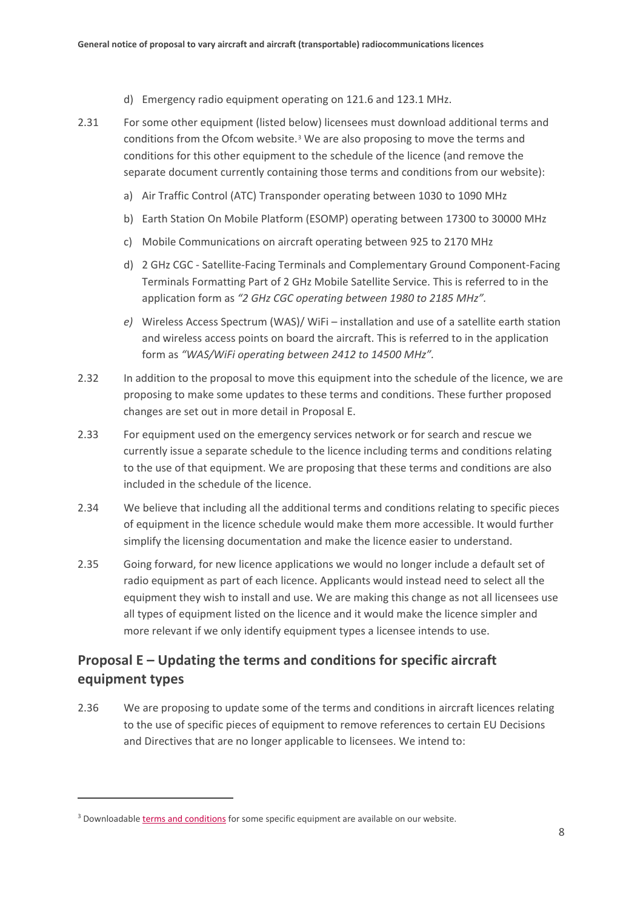d) Emergency radio equipment operating on 121.6 and 123.1 MHz.

2.31 For some other equipment (listed below) licensees must download additional terms and conditions from the Ofcom website.[3] We are also proposing to move the terms and conditions for this other equipment to the schedule of the licence (and remove the separate document currently containing those terms and conditions from our website):

a) Air Traffic Control (ATC) Transponder operating between 1030 to 1090 MHz

b) Earth Station On Mobile Platform (ESOMP) operating between 17300 to 30000 MHz

c) Mobile Communications on aircraft operating between 925 to 2170 MHz

d) 2 GHz CGC - Satellite-Facing Terminals and Complementary Ground Component-Facing Terminals Formatting Part of 2 GHz Mobile Satellite Service. This is referred to in the application form as *"2 GHz CGC operating between 1980 to 2185 MHz".*

*e)* Wireless Access Spectrum (WAS)/ WiFi – installation and use of a satellite earth station and wireless access points on board the aircraft. This is referred to in the application form as *"WAS/WiFi operating between 2412 to 14500 MHz".*

2.32 In addition to the proposal to move this equipment into the schedule of the licence, we are proposing to make some updates to these terms and conditions. These further proposed changes are set out in more detail in Proposal E.

2.33 For equipment used on the emergency services network or for search and rescue we currently issue a separate schedule to the licence including terms and conditions relating to the use of that equipment. We are proposing that these terms and conditions are also included in the schedule of the licence.

2.34 We believe that including all the additional terms and conditions relating to specific pieces of equipment in the licence schedule would make them more accessible. It would further simplify the licensing documentation and make the licence easier to understand.

2.35 Going forward, for new licence applications we would no longer include a default set of radio equipment as part of each licence. Applicants would instead need to select all the equipment they wish to install and use. We are making this change as not all licensees use all types of equipment listed on the licence and it would make the licence simpler and more relevant if we only identify equipment types a licensee intends to use.

## Proposal E – Updating the terms and conditions for specific aircraft equipment types

2.36 We are proposing to update some of the terms and conditions in aircraft licences relating to the use of specific pieces of equipment to remove references to certain EU Decisions and Directives that are no longer applicable to licensees. We intend to:

[3] Downloadable terms and conditions for some specific equipment are available on our website.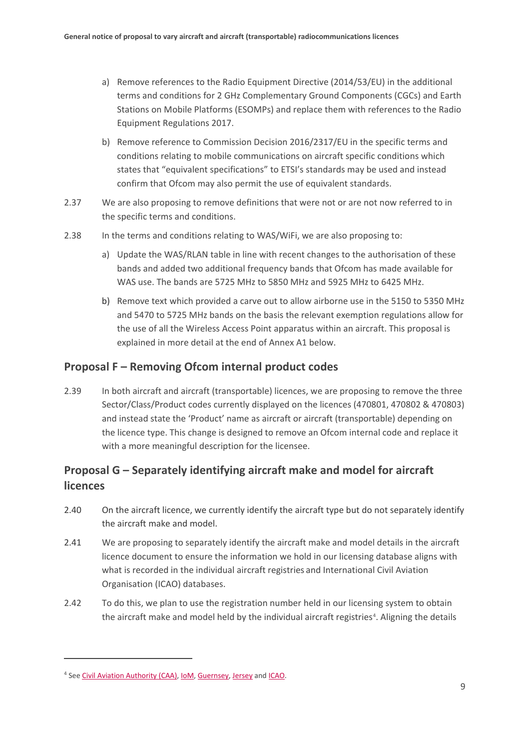a) Remove references to the Radio Equipment Directive (2014/53/EU) in the additional terms and conditions for 2 GHz Complementary Ground Components (CGCs) and Earth Stations on Mobile Platforms (ESOMPs) and replace them with references to the Radio Equipment Regulations 2017.

b) Remove reference to Commission Decision 2016/2317/EU in the specific terms and conditions relating to mobile communications on aircraft specific conditions which states that "equivalent specifications" to ETSI's standards may be used and instead confirm that Ofcom may also permit the use of equivalent standards.

2.37 We are also proposing to remove definitions that were not or are not now referred to in the specific terms and conditions.

2.38 In the terms and conditions relating to WAS/WiFi, we are also proposing to:

a) Update the WAS/RLAN table in line with recent changes to the authorisation of these bands and added two additional frequency bands that Ofcom has made available for WAS use. The bands are 5725 MHz to 5850 MHz and 5925 MHz to 6425 MHz.

b) Remove text which provided a carve out to allow airborne use in the 5150 to 5350 MHz and 5470 to 5725 MHz bands on the basis the relevant exemption regulations allow for the use of all the Wireless Access Point apparatus within an aircraft. This proposal is explained in more detail at the end of Annex A1 below.

## Proposal F – Removing Ofcom internal product codes

2.39 In both aircraft and aircraft (transportable) licences, we are proposing to remove the three Sector/Class/Product codes currently displayed on the licences (470801, 470802 & 470803) and instead state the 'Product' name as aircraft or aircraft (transportable) depending on the licence type. This change is designed to remove an Ofcom internal code and replace it with a more meaningful description for the licensee.

## Proposal G – Separately identifying aircraft make and model for aircraft licences

2.40 On the aircraft licence, we currently identify the aircraft type but do not separately identify the aircraft make and model.

2.41 We are proposing to separately identify the aircraft make and model details in the aircraft licence document to ensure the information we hold in our licensing database aligns with what is recorded in the individual aircraft registries and International Civil Aviation Organisation (ICAO) databases.

2.42 To do this, we plan to use the registration number held in our licensing system to obtain the aircraft make and model held by the individual aircraft registries[4]. Aligning the details

[4] See Civil Aviation Authority (CAA), IoM, Guernsey, Jersey and ICAO.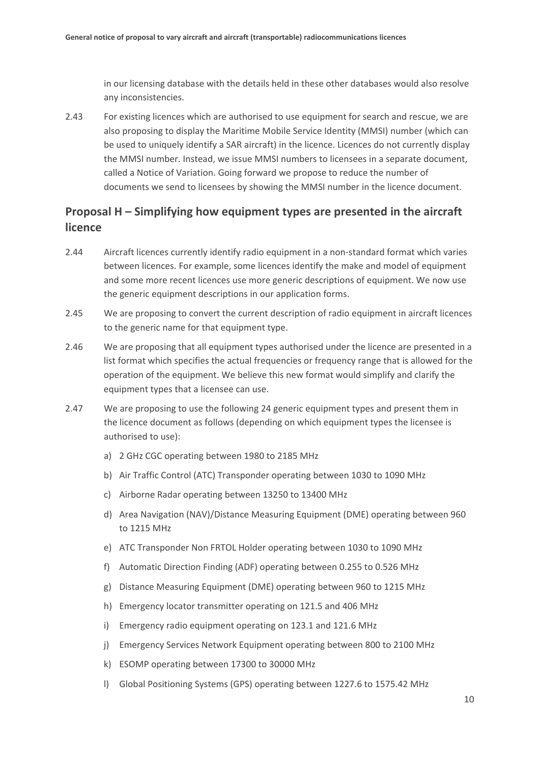in our licensing database with the details held in these other databases would also resolve any inconsistencies.

2.43 For existing licences which are authorised to use equipment for search and rescue, we are also proposing to display the Maritime Mobile Service Identity (MMSI) number (which can be used to uniquely identify a SAR aircraft) in the licence. Licences do not currently display the MMSI number. Instead, we issue MMSI numbers to licensees in a separate document, called a Notice of Variation. Going forward we propose to reduce the number of documents we send to licensees by showing the MMSI number in the licence document.

## Proposal H – Simplifying how equipment types are presented in the aircraft licence

2.44 Aircraft licences currently identify radio equipment in a non-standard format which varies between licences. For example, some licences identify the make and model of equipment and some more recent licences use more generic descriptions of equipment. We now use the generic equipment descriptions in our application forms.

2.45 We are proposing to convert the current description of radio equipment in aircraft licences to the generic name for that equipment type.

2.46 We are proposing that all equipment types authorised under the licence are presented in a list format which specifies the actual frequencies or frequency range that is allowed for the operation of the equipment. We believe this new format would simplify and clarify the equipment types that a licensee can use.

2.47 We are proposing to use the following 24 generic equipment types and present them in the licence document as follows (depending on which equipment types the licensee is authorised to use):

a) 2 GHz CGC operating between 1980 to 2185 MHz
b) Air Traffic Control (ATC) Transponder operating between 1030 to 1090 MHz
c) Airborne Radar operating between 13250 to 13400 MHz
d) Area Navigation (NAV)/Distance Measuring Equipment (DME) operating between 960 to 1215 MHz
e) ATC Transponder Non FRTOL Holder operating between 1030 to 1090 MHz
f) Automatic Direction Finding (ADF) operating between 0.255 to 0.526 MHz
g) Distance Measuring Equipment (DME) operating between 960 to 1215 MHz
h) Emergency locator transmitter operating on 121.5 and 406 MHz
i) Emergency radio equipment operating on 123.1 and 121.6 MHz
j) Emergency Services Network Equipment operating between 800 to 2100 MHz
k) ESOMP operating between 17300 to 30000 MHz
l) Global Positioning Systems (GPS) operating between 1227.6 to 1575.42 MHz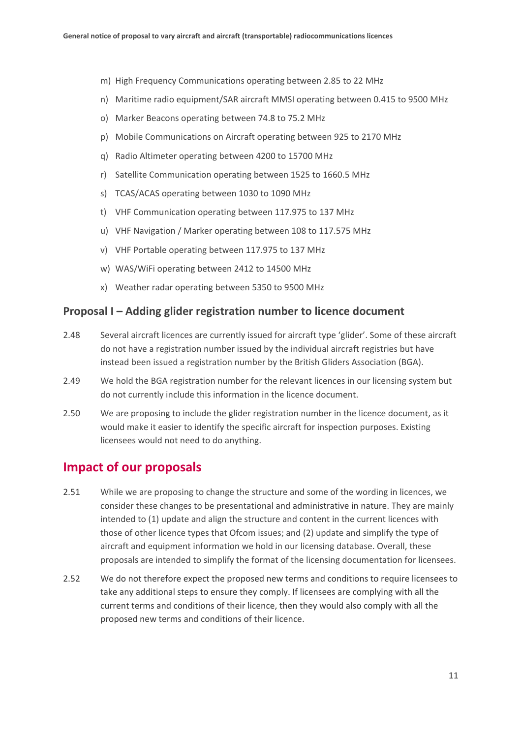m) High Frequency Communications operating between 2.85 to 22 MHz

n) Maritime radio equipment/SAR aircraft MMSI operating between 0.415 to 9500 MHz

o) Marker Beacons operating between 74.8 to 75.2 MHz

p) Mobile Communications on Aircraft operating between 925 to 2170 MHz

q) Radio Altimeter operating between 4200 to 15700 MHz

r) Satellite Communication operating between 1525 to 1660.5 MHz

s) TCAS/ACAS operating between 1030 to 1090 MHz

t) VHF Communication operating between 117.975 to 137 MHz

u) VHF Navigation / Marker operating between 108 to 117.575 MHz

v) VHF Portable operating between 117.975 to 137 MHz

w) WAS/WiFi operating between 2412 to 14500 MHz

x) Weather radar operating between 5350 to 9500 MHz

### Proposal I – Adding glider registration number to licence document

2.48 Several aircraft licences are currently issued for aircraft type 'glider'. Some of these aircraft do not have a registration number issued by the individual aircraft registries but have instead been issued a registration number by the British Gliders Association (BGA).

2.49 We hold the BGA registration number for the relevant licences in our licensing system but do not currently include this information in the licence document.

2.50 We are proposing to include the glider registration number in the licence document, as it would make it easier to identify the specific aircraft for inspection purposes. Existing licensees would not need to do anything.

## Impact of our proposals

2.51 While we are proposing to change the structure and some of the wording in licences, we consider these changes to be presentational and administrative in nature. They are mainly intended to (1) update and align the structure and content in the current licences with those of other licence types that Ofcom issues; and (2) update and simplify the type of aircraft and equipment information we hold in our licensing database. Overall, these proposals are intended to simplify the format of the licensing documentation for licensees.

2.52 We do not therefore expect the proposed new terms and conditions to require licensees to take any additional steps to ensure they comply. If licensees are complying with all the current terms and conditions of their licence, then they would also comply with all the proposed new terms and conditions of their licence.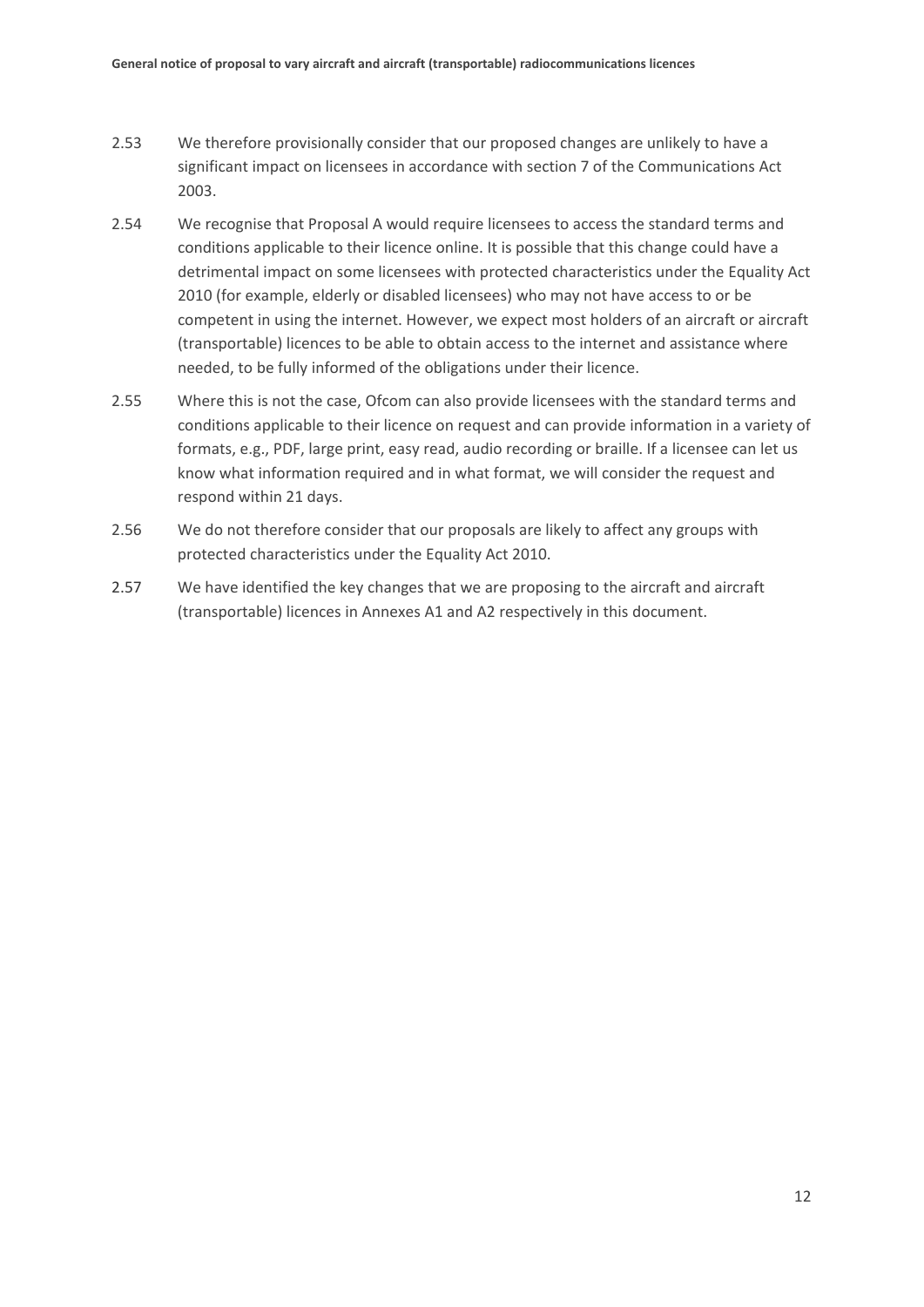2.53 We therefore provisionally consider that our proposed changes are unlikely to have a significant impact on licensees in accordance with section 7 of the Communications Act 2003.

2.54 We recognise that Proposal A would require licensees to access the standard terms and conditions applicable to their licence online. It is possible that this change could have a detrimental impact on some licensees with protected characteristics under the Equality Act 2010 (for example, elderly or disabled licensees) who may not have access to or be competent in using the internet. However, we expect most holders of an aircraft or aircraft (transportable) licences to be able to obtain access to the internet and assistance where needed, to be fully informed of the obligations under their licence.

2.55 Where this is not the case, Ofcom can also provide licensees with the standard terms and conditions applicable to their licence on request and can provide information in a variety of formats, e.g., PDF, large print, easy read, audio recording or braille. If a licensee can let us know what information required and in what format, we will consider the request and respond within 21 days.

2.56 We do not therefore consider that our proposals are likely to affect any groups with protected characteristics under the Equality Act 2010.

2.57 We have identified the key changes that we are proposing to the aircraft and aircraft (transportable) licences in Annexes A1 and A2 respectively in this document.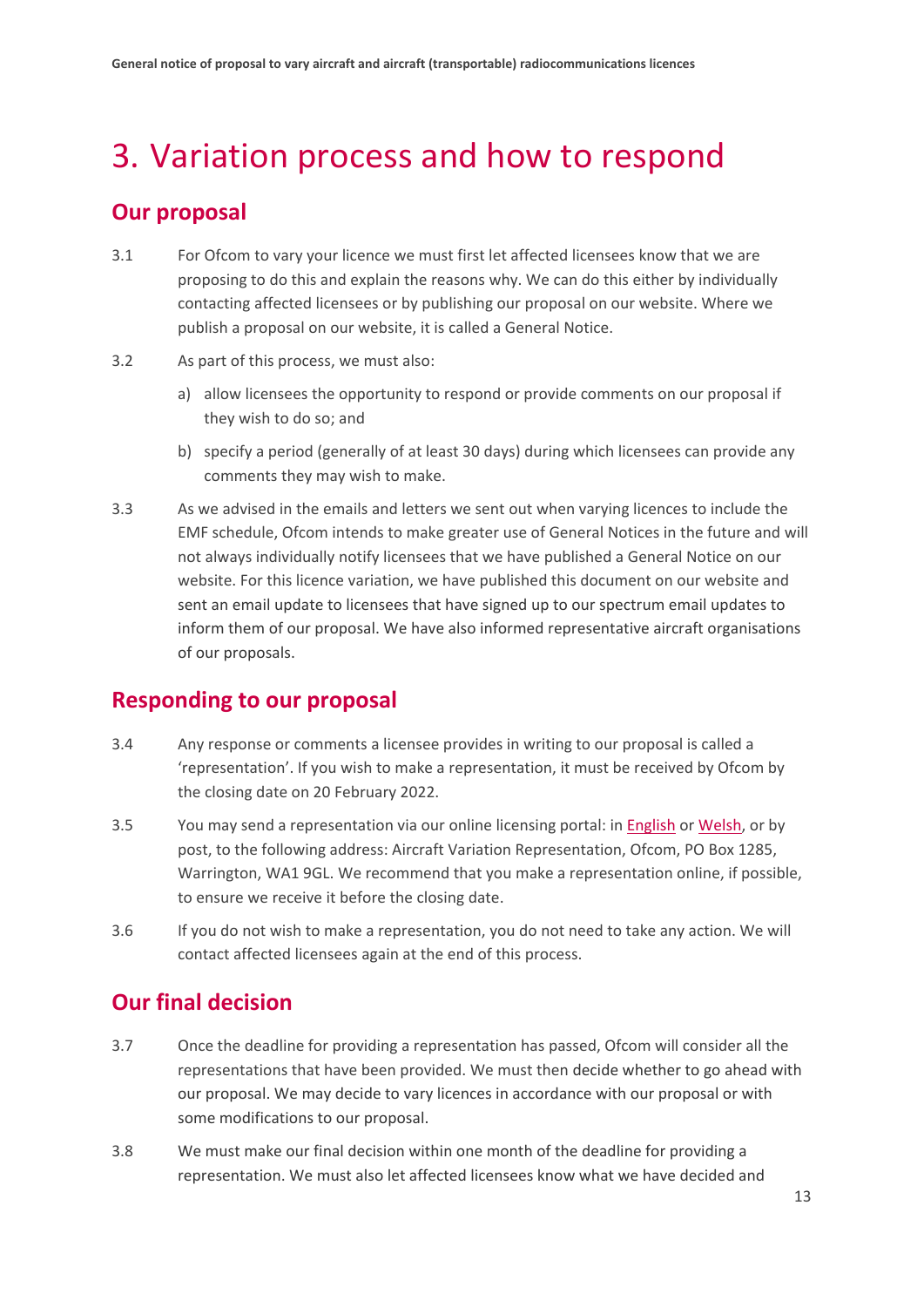# 3. Variation process and how to respond

## Our proposal

3.1 For Ofcom to vary your licence we must first let affected licensees know that we are proposing to do this and explain the reasons why. We can do this either by individually contacting affected licensees or by publishing our proposal on our website. Where we publish a proposal on our website, it is called a General Notice.

3.2 As part of this process, we must also:

a) allow licensees the opportunity to respond or provide comments on our proposal if they wish to do so; and

b) specify a period (generally of at least 30 days) during which licensees can provide any comments they may wish to make.

3.3 As we advised in the emails and letters we sent out when varying licences to include the EMF schedule, Ofcom intends to make greater use of General Notices in the future and will not always individually notify licensees that we have published a General Notice on our website. For this licence variation, we have published this document on our website and sent an email update to licensees that have signed up to our spectrum email updates to inform them of our proposal. We have also informed representative aircraft organisations of our proposals.

## Responding to our proposal

3.4 Any response or comments a licensee provides in writing to our proposal is called a 'representation'. If you wish to make a representation, it must be received by Ofcom by the closing date on 20 February 2022.

3.5 You may send a representation via our online licensing portal: in English or Welsh, or by post, to the following address: Aircraft Variation Representation, Ofcom, PO Box 1285, Warrington, WA1 9GL. We recommend that you make a representation online, if possible, to ensure we receive it before the closing date.

3.6 If you do not wish to make a representation, you do not need to take any action. We will contact affected licensees again at the end of this process.

## Our final decision

3.7 Once the deadline for providing a representation has passed, Ofcom will consider all the representations that have been provided. We must then decide whether to go ahead with our proposal. We may decide to vary licences in accordance with our proposal or with some modifications to our proposal.

3.8 We must make our final decision within one month of the deadline for providing a representation. We must also let affected licensees know what we have decided and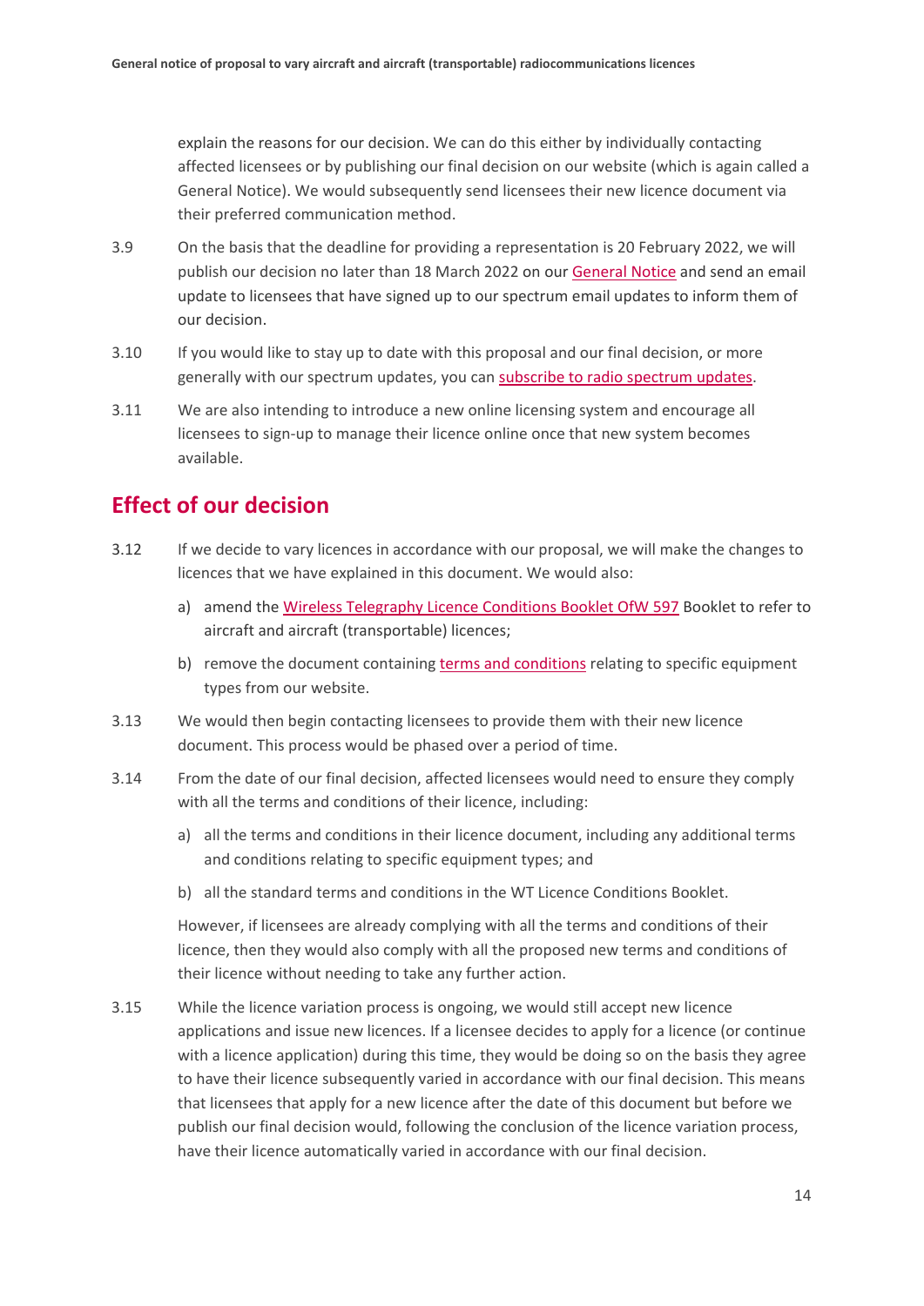explain the reasons for our decision. We can do this either by individually contacting affected licensees or by publishing our final decision on our website (which is again called a General Notice). We would subsequently send licensees their new licence document via their preferred communication method.

3.9 On the basis that the deadline for providing a representation is 20 February 2022, we will publish our decision no later than 18 March 2022 on our General Notice and send an email update to licensees that have signed up to our spectrum email updates to inform them of our decision.

3.10 If you would like to stay up to date with this proposal and our final decision, or more generally with our spectrum updates, you can subscribe to radio spectrum updates.

3.11 We are also intending to introduce a new online licensing system and encourage all licensees to sign-up to manage their licence online once that new system becomes available.

## Effect of our decision

3.12 If we decide to vary licences in accordance with our proposal, we will make the changes to licences that we have explained in this document. We would also:

a) amend the Wireless Telegraphy Licence Conditions Booklet OfW 597 Booklet to refer to aircraft and aircraft (transportable) licences;

b) remove the document containing terms and conditions relating to specific equipment types from our website.

3.13 We would then begin contacting licensees to provide them with their new licence document. This process would be phased over a period of time.

3.14 From the date of our final decision, affected licensees would need to ensure they comply with all the terms and conditions of their licence, including:

a) all the terms and conditions in their licence document, including any additional terms and conditions relating to specific equipment types; and

b) all the standard terms and conditions in the WT Licence Conditions Booklet.

However, if licensees are already complying with all the terms and conditions of their licence, then they would also comply with all the proposed new terms and conditions of their licence without needing to take any further action.

3.15 While the licence variation process is ongoing, we would still accept new licence applications and issue new licences. If a licensee decides to apply for a licence (or continue with a licence application) during this time, they would be doing so on the basis they agree to have their licence subsequently varied in accordance with our final decision. This means that licensees that apply for a new licence after the date of this document but before we publish our final decision would, following the conclusion of the licence variation process, have their licence automatically varied in accordance with our final decision.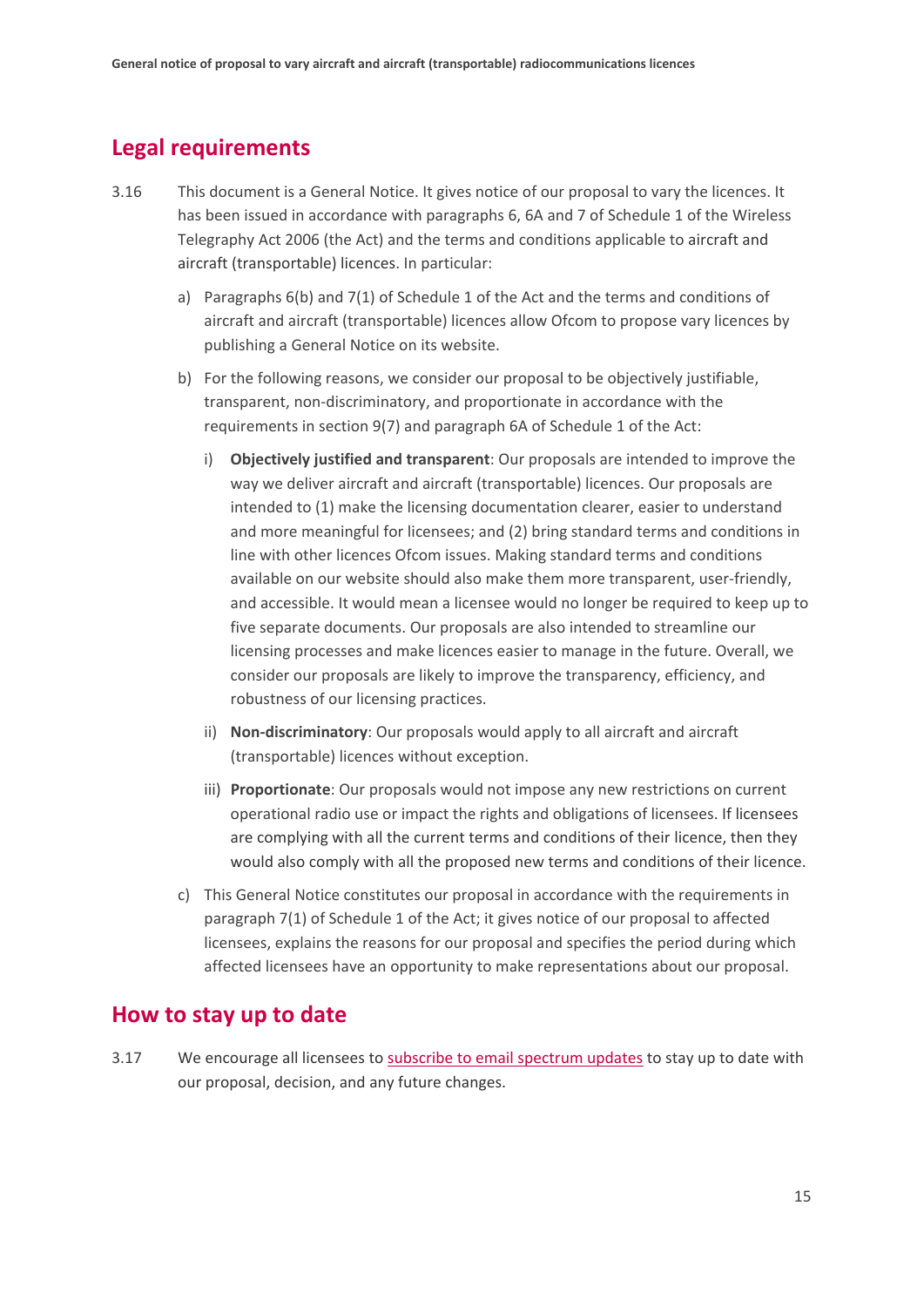## Legal requirements

3.16 This document is a General Notice. It gives notice of our proposal to vary the licences. It has been issued in accordance with paragraphs 6, 6A and 7 of Schedule 1 of the Wireless Telegraphy Act 2006 (the Act) and the terms and conditions applicable to aircraft and aircraft (transportable) licences. In particular:

a) Paragraphs 6(b) and 7(1) of Schedule 1 of the Act and the terms and conditions of aircraft and aircraft (transportable) licences allow Ofcom to propose vary licences by publishing a General Notice on its website.

b) For the following reasons, we consider our proposal to be objectively justifiable, transparent, non-discriminatory, and proportionate in accordance with the requirements in section 9(7) and paragraph 6A of Schedule 1 of the Act:

   i) **Objectively justified and transparent**: Our proposals are intended to improve the way we deliver aircraft and aircraft (transportable) licences. Our proposals are intended to (1) make the licensing documentation clearer, easier to understand and more meaningful for licensees; and (2) bring standard terms and conditions in line with other licences Ofcom issues. Making standard terms and conditions available on our website should also make them more transparent, user-friendly, and accessible. It would mean a licensee would no longer be required to keep up to five separate documents. Our proposals are also intended to streamline our licensing processes and make licences easier to manage in the future. Overall, we consider our proposals are likely to improve the transparency, efficiency, and robustness of our licensing practices.

   ii) **Non-discriminatory**: Our proposals would apply to all aircraft and aircraft (transportable) licences without exception.

   iii) **Proportionate**: Our proposals would not impose any new restrictions on current operational radio use or impact the rights and obligations of licensees. If licensees are complying with all the current terms and conditions of their licence, then they would also comply with all the proposed new terms and conditions of their licence.

c) This General Notice constitutes our proposal in accordance with the requirements in paragraph 7(1) of Schedule 1 of the Act; it gives notice of our proposal to affected licensees, explains the reasons for our proposal and specifies the period during which affected licensees have an opportunity to make representations about our proposal.

## How to stay up to date

3.17 We encourage all licensees to subscribe to email spectrum updates to stay up to date with our proposal, decision, and any future changes.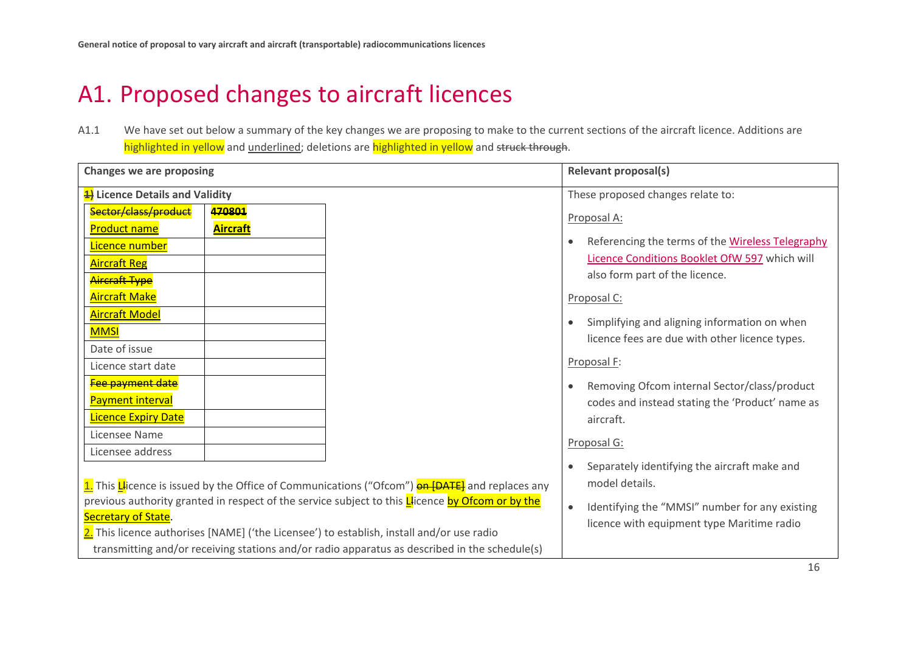# A1. Proposed changes to aircraft licences

A1.1 We have set out below a summary of the key changes we are proposing to make to the current sections of the aircraft licence. Additions are highlighted in yellow and <u>underlined</u>; deletions are highlighted in yellow and ~~struck through~~.

<table>
<tr>
<th>Changes we are proposing</th>
<th>Relevant proposal(s)</th>
</tr>
<tr>
<td>

**~~1)~~ Licence Details and Validity**

| | |
|---|---|
| ~~Sector/class/product~~ | **~~470801~~** |
| <u>Product name</u> | **<u>Aircraft</u>** |
| <u>Licence number</u> | |
| <u>Aircraft Reg</u> | |
| ~~Aircraft Type~~ <u>Aircraft Make</u> | |
| <u>Aircraft Model</u> | |
| <u>MMSI</u> | |
| Date of issue | |
| Licence start date | |
| ~~Fee payment date~~ <u>Payment interval</u> | |
| <u>Licence Expiry Date</u> | |
| Licensee Name | |
| Licensee address | |

<u>1.</u> This <u>L</u>~~l~~icence is issued by the Office of Communications (“Ofcom”) ~~on [DATE]~~ and replaces any previous authority granted in respect of the service subject to this <u>L</u>~~l~~icence <u>by Ofcom or by the Secretary of State</u>.

<u>2.</u> This licence authorises [NAME] (‘the Licensee’) to establish, install and/or use radio transmitting and/or receiving stations and/or radio apparatus as described in the schedule(s)

</td>
<td>

These proposed changes relate to:

<u>Proposal A:</u>

- Referencing the terms of the Wireless Telegraphy Licence Conditions Booklet OfW 597 which will also form part of the licence.

<u>Proposal C:</u>

- Simplifying and aligning information on when licence fees are due with other licence types.

<u>Proposal F</u>:

- Removing Ofcom internal Sector/class/product codes and instead stating the ‘Product’ name as aircraft.

<u>Proposal G:</u>

- Separately identifying the aircraft make and model details.
- Identifying the “MMSI” number for any existing licence with equipment type Maritime radio

</td>
</tr>
</table>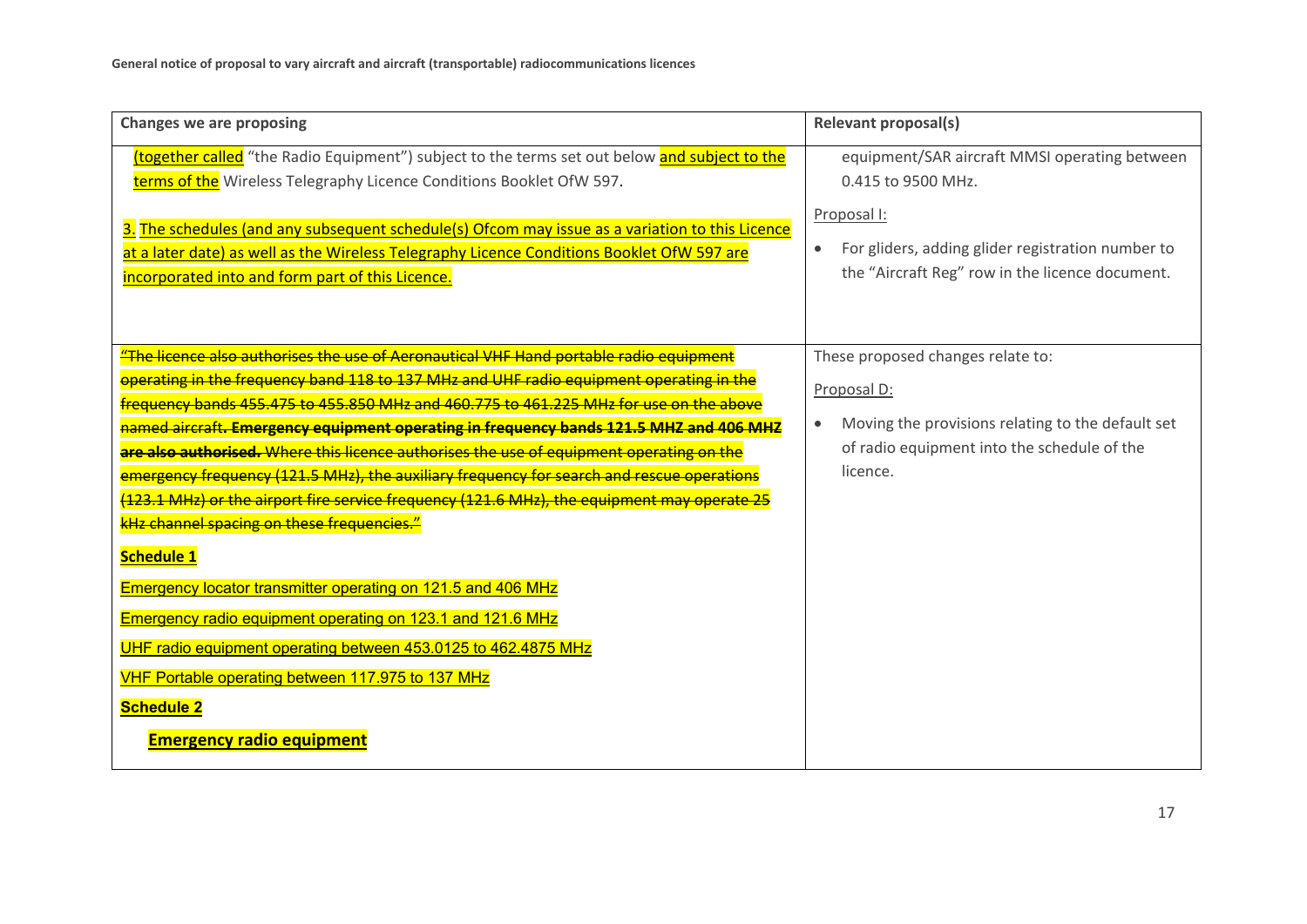| Changes we are proposing | Relevant proposal(s) |
| --- | --- |
| (together called "the Radio Equipment") subject to the terms set out below and subject to the terms of the Wireless Telegraphy Licence Conditions Booklet OfW 597.<br><br>3. The schedules (and any subsequent schedule(s) Ofcom may issue as a variation to this Licence at a later date) as well as the Wireless Telegraphy Licence Conditions Booklet OfW 597 are incorporated into and form part of this Licence. | equipment/SAR aircraft MMSI operating between 0.415 to 9500 MHz.<br><br>Proposal I:<br><br>• For gliders, adding glider registration number to the "Aircraft Reg" row in the licence document. |
| ~~"The licence also authorises the use of Aeronautical VHF Hand portable radio equipment operating in the frequency band 118 to 137 MHz and UHF radio equipment operating in the frequency bands 455.475 to 455.850 MHz and 460.775 to 461.225 MHz for use on the above named aircraft~~**~~. Emergency equipment operating in frequency bands 121.5 MHZ and 406 MHZ are also authorised.~~** ~~Where this licence authorises the use of equipment operating on the emergency frequency (121.5 MHz), the auxiliary frequency for search and rescue operations (123.1 MHz) or the airport fire service frequency (121.6 MHz), the equipment may operate 25 kHz channel spacing on these frequencies."~~<br><br>**Schedule 1**<br><br>Emergency locator transmitter operating on 121.5 and 406 MHz<br><br>Emergency radio equipment operating on 123.1 and 121.6 MHz<br><br>UHF radio equipment operating between 453.0125 to 462.4875 MHz<br><br>VHF Portable operating between 117.975 to 137 MHz<br><br>**Schedule 2**<br><br>**Emergency radio equipment** | These proposed changes relate to:<br><br>Proposal D:<br><br>• Moving the provisions relating to the default set of radio equipment into the schedule of the licence. |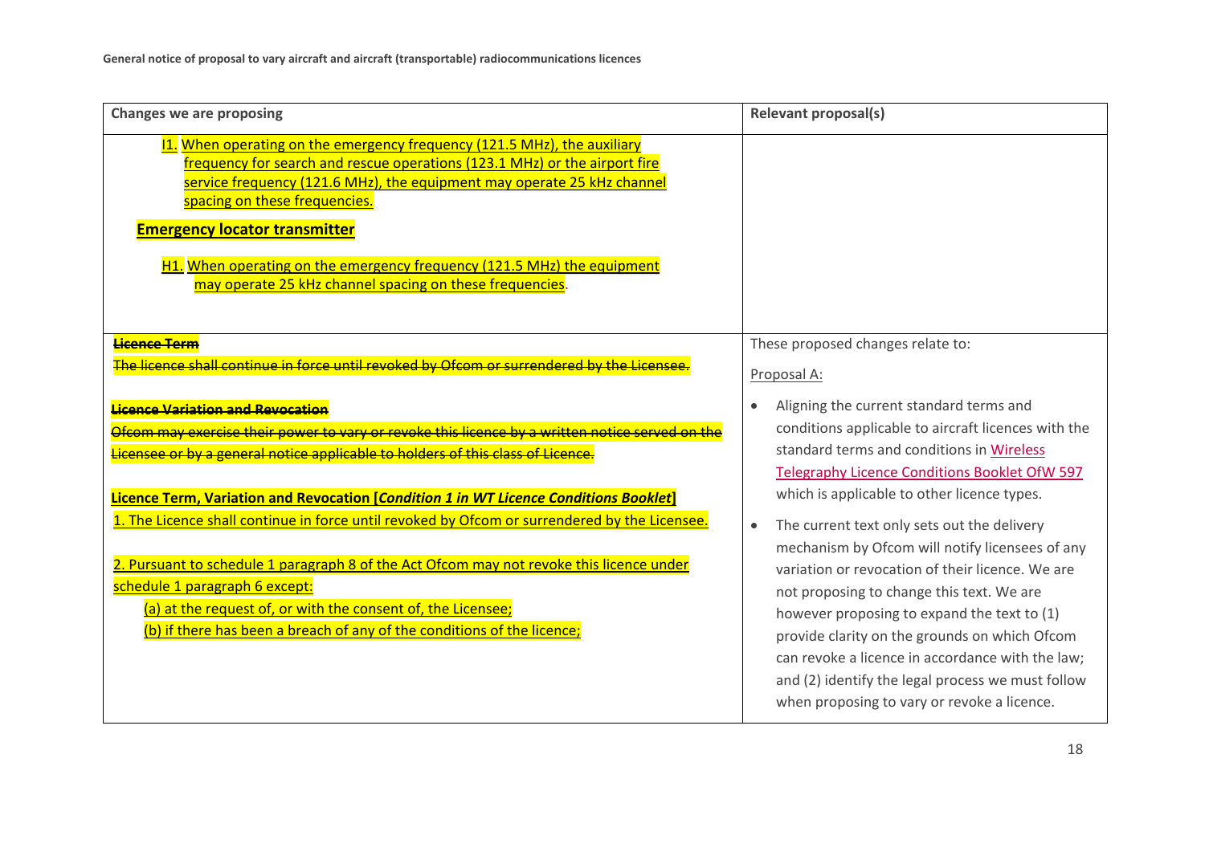| Changes we are proposing | Relevant proposal(s) |
|---|---|
| I1. When operating on the emergency frequency (121.5 MHz), the auxiliary frequency for search and rescue operations (123.1 MHz) or the airport fire service frequency (121.6 MHz), the equipment may operate 25 kHz channel spacing on these frequencies.<br><br>**Emergency locator transmitter**<br><br>H1. When operating on the emergency frequency (121.5 MHz) the equipment may operate 25 kHz channel spacing on these frequencies. | |
| ~~**Licence Term**~~<br>~~The licence shall continue in force until revoked by Ofcom or surrendered by the Licensee.~~<br><br>~~**Licence Variation and Revocation**~~<br>~~Ofcom may exercise their power to vary or revoke this licence by a written notice served on the Licensee or by a general notice applicable to holders of this class of Licence.~~<br><br>**Licence Term, Variation and Revocation [*Condition 1 in WT Licence Conditions Booklet*]**<br>1. The Licence shall continue in force until revoked by Ofcom or surrendered by the Licensee.<br><br>2. Pursuant to schedule 1 paragraph 8 of the Act Ofcom may not revoke this licence under schedule 1 paragraph 6 except:<br>(a) at the request of, or with the consent of, the Licensee;<br>(b) if there has been a breach of any of the conditions of the licence; | These proposed changes relate to:<br><br>Proposal A:<br><br>• Aligning the current standard terms and conditions applicable to aircraft licences with the standard terms and conditions in Wireless Telegraphy Licence Conditions Booklet OfW 597 which is applicable to other licence types.<br><br>• The current text only sets out the delivery mechanism by Ofcom will notify licensees of any variation or revocation of their licence. We are not proposing to change this text. We are however proposing to expand the text to (1) provide clarity on the grounds on which Ofcom can revoke a licence in accordance with the law; and (2) identify the legal process we must follow when proposing to vary or revoke a licence. |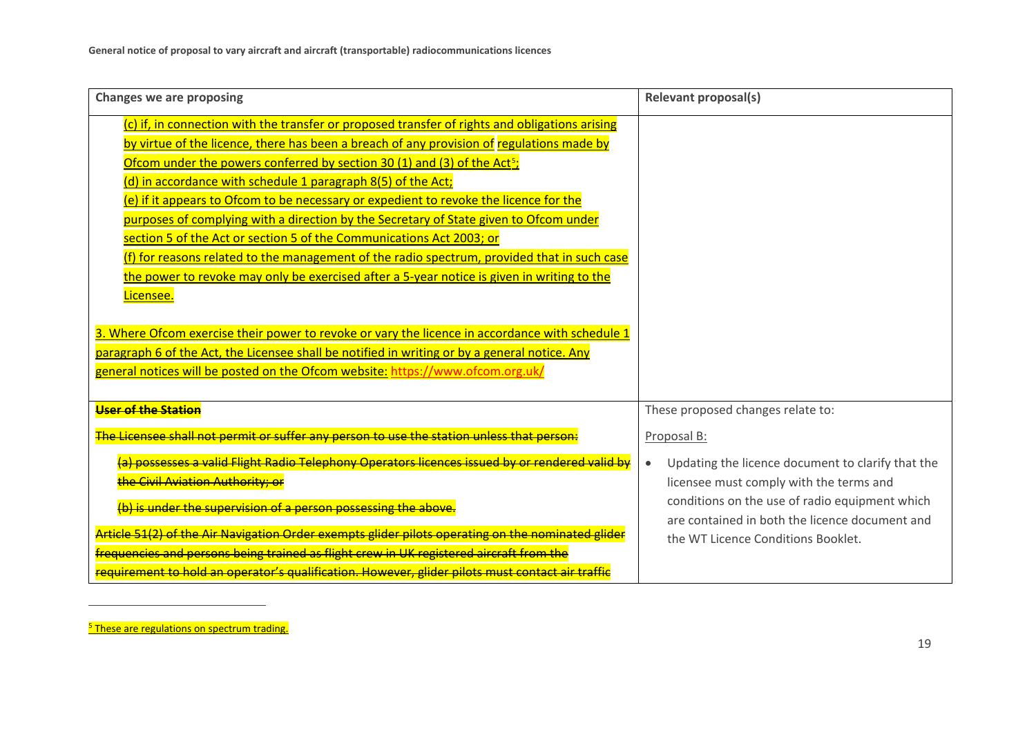| Changes we are proposing | Relevant proposal(s) |
|---|---|
| (c) if, in connection with the transfer or proposed transfer of rights and obligations arising by virtue of the licence, there has been a breach of any provision of regulations made by Ofcom under the powers conferred by section 30 (1) and (3) of the Act[5];<br>(d) in accordance with schedule 1 paragraph 8(5) of the Act;<br>(e) if it appears to Ofcom to be necessary or expedient to revoke the licence for the purposes of complying with a direction by the Secretary of State given to Ofcom under section 5 of the Act or section 5 of the Communications Act 2003; or<br>(f) for reasons related to the management of the radio spectrum, provided that in such case the power to revoke may only be exercised after a 5-year notice is given in writing to the Licensee.<br><br>3. Where Ofcom exercise their power to revoke or vary the licence in accordance with schedule 1 paragraph 6 of the Act, the Licensee shall be notified in writing or by a general notice. Any general notices will be posted on the Ofcom website: https://www.ofcom.org.uk/ | |
| ~~**User of the Station**~~<br><br>~~The Licensee shall not permit or suffer any person to use the station unless that person:~~<br><br>~~(a) possesses a valid Flight Radio Telephony Operators licences issued by or rendered valid by the Civil Aviation Authority; or~~<br><br>~~(b) is under the supervision of a person possessing the above.~~<br><br>~~Article 51(2) of the Air Navigation Order exempts glider pilots operating on the nominated glider frequencies and persons being trained as flight crew in UK registered aircraft from the requirement to hold an operator's qualification. However, glider pilots must contact air traffic~~ | These proposed changes relate to:<br><br>Proposal B:<br><br>• Updating the licence document to clarify that the licensee must comply with the terms and conditions on the use of radio equipment which are contained in both the licence document and the WT Licence Conditions Booklet. |

[5] These are regulations on spectrum trading.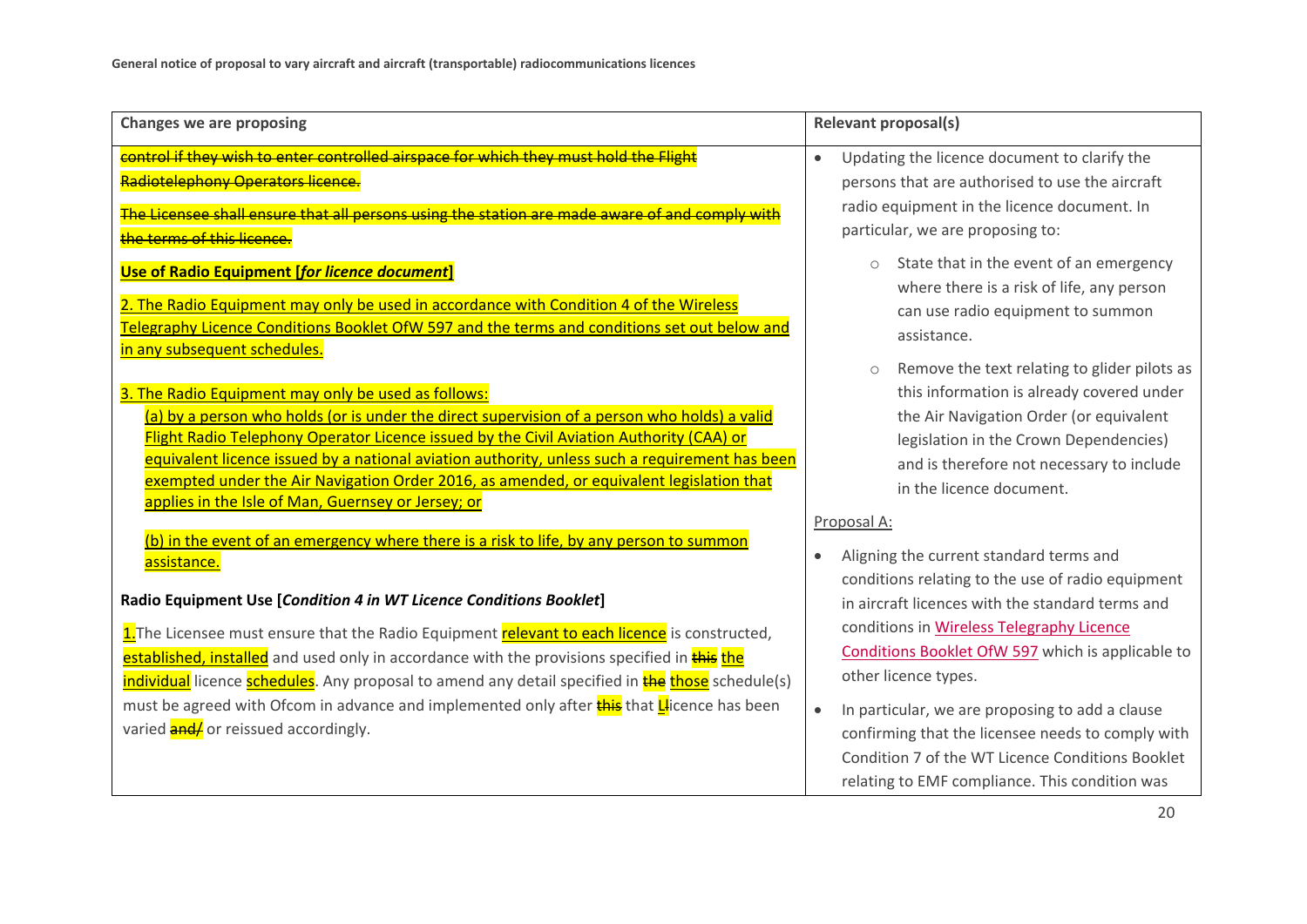| Changes we are proposing | Relevant proposal(s) |
| --- | --- |
| ~~control if they wish to enter controlled airspace for which they must hold the Flight Radiotelephony Operators licence.~~<br><br>~~The Licensee shall ensure that all persons using the station are made aware of and comply with the terms of this licence.~~<br><br>**Use of Radio Equipment [*for licence document*]**<br><br>2. The Radio Equipment may only be used in accordance with Condition 4 of the Wireless Telegraphy Licence Conditions Booklet OfW 597 and the terms and conditions set out below and in any subsequent schedules.<br><br>3. The Radio Equipment may only be used as follows:<br>(a) by a person who holds (or is under the direct supervision of a person who holds) a valid Flight Radio Telephony Operator Licence issued by the Civil Aviation Authority (CAA) or equivalent licence issued by a national aviation authority, unless such a requirement has been exempted under the Air Navigation Order 2016, as amended, or equivalent legislation that applies in the Isle of Man, Guernsey or Jersey; or<br><br>(b) in the event of an emergency where there is a risk to life, by any person to summon assistance.<br><br>**Radio Equipment Use [*Condition 4 in WT Licence Conditions Booklet*]**<br><br>1. The Licensee must ensure that the Radio Equipment relevant to each licence is constructed, established, installed and used only in accordance with the provisions specified in ~~this~~ the individual licence schedules. Any proposal to amend any detail specified in ~~the~~ those schedule(s) must be agreed with Ofcom in advance and implemented only after ~~this~~ that L~~l~~icence has been varied ~~and/~~ or reissued accordingly. | • Updating the licence document to clarify the persons that are authorised to use the aircraft radio equipment in the licence document. In particular, we are proposing to:<br>  ○ State that in the event of an emergency where there is a risk of life, any person can use radio equipment to summon assistance.<br>  ○ Remove the text relating to glider pilots as this information is already covered under the Air Navigation Order (or equivalent legislation in the Crown Dependencies) and is therefore not necessary to include in the licence document.<br><br>Proposal A:<br><br>• Aligning the current standard terms and conditions relating to the use of radio equipment in aircraft licences with the standard terms and conditions in Wireless Telegraphy Licence Conditions Booklet OfW 597 which is applicable to other licence types.<br><br>• In particular, we are proposing to add a clause confirming that the licensee needs to comply with Condition 7 of the WT Licence Conditions Booklet relating to EMF compliance. This condition was |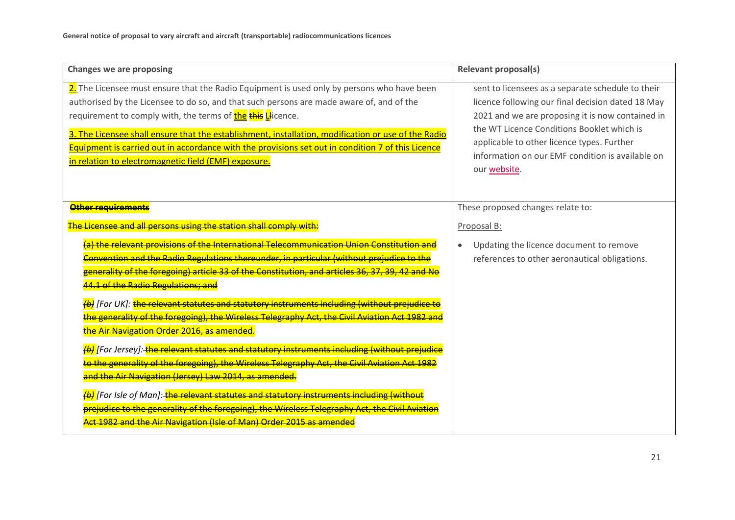| Changes we are proposing | Relevant proposal(s) |
|---|---|
| 2. The Licensee must ensure that the Radio Equipment is used only by persons who have been authorised by the Licensee to do so, and that such persons are made aware of, and of the requirement to comply with, the terms of the ~~this~~ L~~l~~icence.<br><br>3. The Licensee shall ensure that the establishment, installation, modification or use of the Radio Equipment is carried out in accordance with the provisions set out in condition 7 of this Licence in relation to electromagnetic field (EMF) exposure. | sent to licensees as a separate schedule to their licence following our final decision dated 18 May 2021 and we are proposing it is now contained in the WT Licence Conditions Booklet which is applicable to other licence types. Further information on our EMF condition is available on our website. |
| ~~**Other requirements**~~<br><br>~~The Licensee and all persons using the station shall comply with:~~<br><br>~~(a) the relevant provisions of the International Telecommunication Union Constitution and Convention and the Radio Regulations thereunder, in particular (without prejudice to the generality of the foregoing) article 33 of the Constitution, and articles 36, 37, 39, 42 and No 44.1 of the Radio Regulations; and~~<br><br>~~*(b)*~~ *[For UK]:* ~~the relevant statutes and statutory instruments including (without prejudice to the generality of the foregoing), the Wireless Telegraphy Act, the Civil Aviation Act 1982 and the Air Navigation Order 2016, as amended.~~<br><br>~~*(b)*~~ *[For Jersey]:* ~~the relevant statutes and statutory instruments including (without prejudice to the generality of the foregoing), the Wireless Telegraphy Act, the Civil Aviation Act 1982 and the Air Navigation (Jersey) Law 2014, as amended.~~<br><br>~~*(b)*~~ *[For Isle of Man]:* ~~the relevant statutes and statutory instruments including (without prejudice to the generality of the foregoing), the Wireless Telegraphy Act, the Civil Aviation Act 1982 and the Air Navigation (Isle of Man) Order 2015 as amended~~ | These proposed changes relate to:<br><br>Proposal B:<br><br>• Updating the licence document to remove references to other aeronautical obligations. |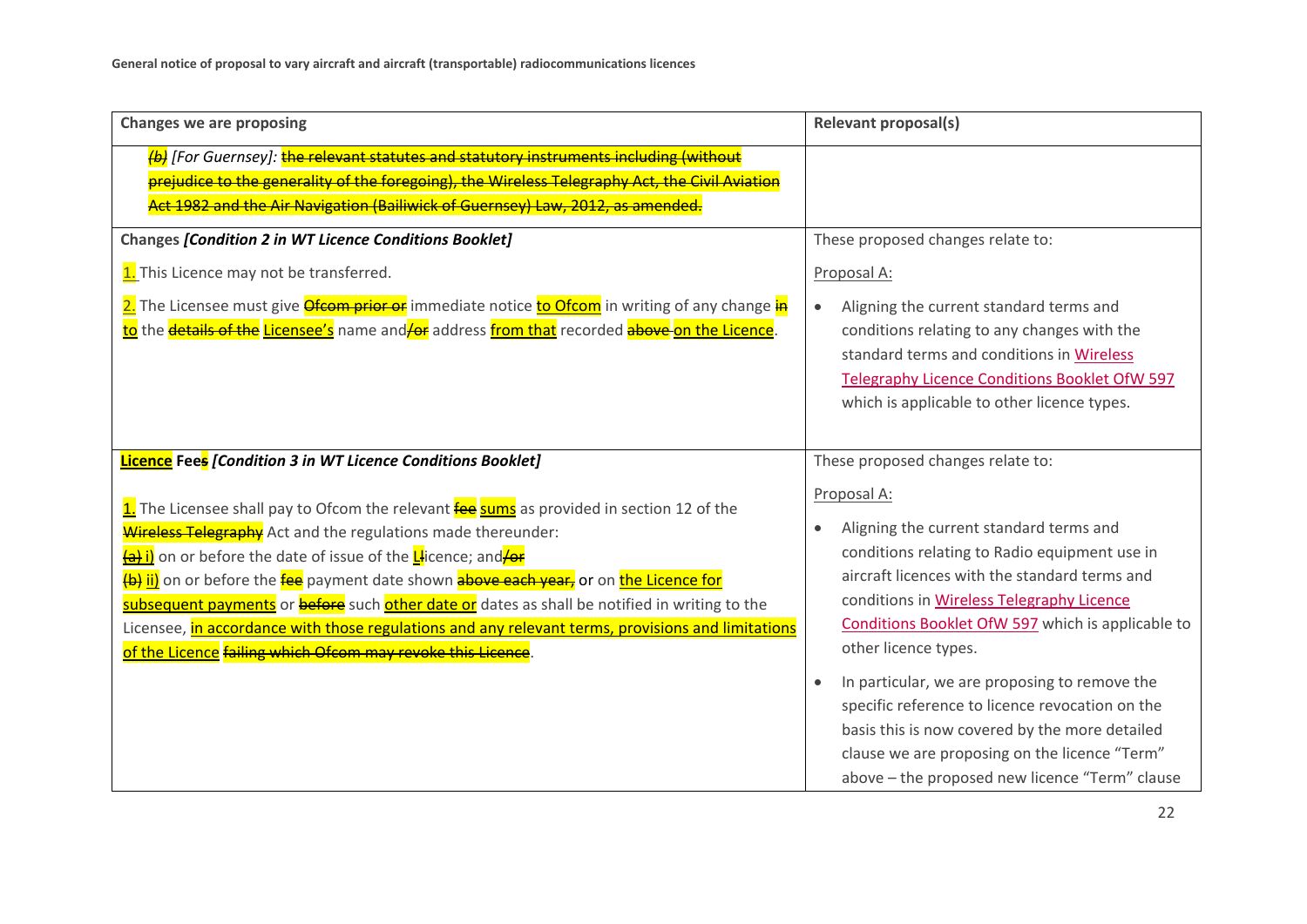| Changes we are proposing | Relevant proposal(s) |
| --- | --- |
| ~~*(b)*~~ *[For Guernsey]:* ~~the relevant statutes and statutory instruments including (without prejudice to the generality of the foregoing), the Wireless Telegraphy Act, the Civil Aviation Act 1982 and the Air Navigation (Bailiwick of Guernsey) Law, 2012, as amended.~~ | |
| **Changes *[Condition 2 in WT Licence Conditions Booklet]*** <br><br> 1. This Licence may not be transferred. <br><br> 2. The Licensee must give ~~Ofcom prior or~~ immediate notice to Ofcom in writing of any change ~~in~~ to the ~~details of the~~ Licensee's name and~~/or~~ address from that recorded ~~above~~ on the Licence. | These proposed changes relate to: <br><br> Proposal A: <br><br> • Aligning the current standard terms and conditions relating to any changes with the standard terms and conditions in Wireless Telegraphy Licence Conditions Booklet OfW 597 which is applicable to other licence types. |
| **Licence Fee~~s~~ *[Condition 3 in WT Licence Conditions Booklet]*** <br><br> 1. The Licensee shall pay to Ofcom the relevant ~~fee~~ sums as provided in section 12 of the ~~Wireless Telegraphy~~ Act and the regulations made thereunder: <br> ~~(a)~~ i) on or before the date of issue of the ~~L~~licence; and~~/or~~ <br> ~~(b)~~ ii) on or before the ~~fee~~ payment date shown ~~above each year,~~ or on the Licence for subsequent payments or ~~before~~ such other date or dates as shall be notified in writing to the Licensee, in accordance with those regulations and any relevant terms, provisions and limitations of the Licence ~~failing which Ofcom may revoke this Licence~~. | These proposed changes relate to: <br><br> Proposal A: <br><br> • Aligning the current standard terms and conditions relating to Radio equipment use in aircraft licences with the standard terms and conditions in Wireless Telegraphy Licence Conditions Booklet OfW 597 which is applicable to other licence types. <br><br> • In particular, we are proposing to remove the specific reference to licence revocation on the basis this is now covered by the more detailed clause we are proposing on the licence "Term" above – the proposed new licence "Term" clause |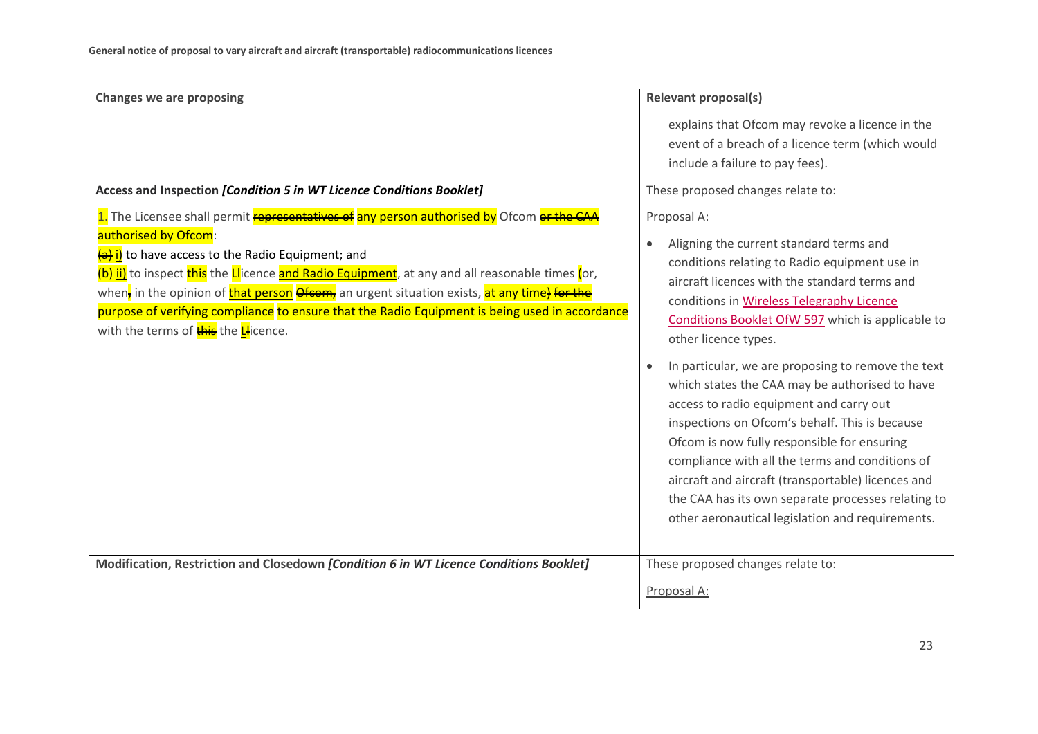| Changes we are proposing | Relevant proposal(s) |
| --- | --- |
| | explains that Ofcom may revoke a licence in the event of a breach of a licence term (which would include a failure to pay fees). |
| **Access and Inspection *[Condition 5 in WT Licence Conditions Booklet]*** <br><br> 1. The Licensee shall permit ~~representatives of~~ any person authorised by Ofcom ~~or the CAA authorised by Ofcom~~: <br> ~~(a)~~ i) to have access to the Radio Equipment; and <br> ~~(b)~~ ii) to inspect ~~this~~ the L~~l~~icence and Radio Equipment, at any and all reasonable times ~~(~~or, when~~,~~ in the opinion of that person ~~Ofcom,~~ an urgent situation exists, at any time~~)~~ ~~for the purpose of verifying compliance~~ to ensure that the Radio Equipment is being used in accordance with the terms of ~~this~~ the L~~l~~icence. | These proposed changes relate to: <br><br> Proposal A: <br><br> • Aligning the current standard terms and conditions relating to Radio equipment use in aircraft licences with the standard terms and conditions in Wireless Telegraphy Licence Conditions Booklet OfW 597 which is applicable to other licence types. <br><br> • In particular, we are proposing to remove the text which states the CAA may be authorised to have access to radio equipment and carry out inspections on Ofcom's behalf. This is because Ofcom is now fully responsible for ensuring compliance with all the terms and conditions of aircraft and aircraft (transportable) licences and the CAA has its own separate processes relating to other aeronautical legislation and requirements. |
| **Modification, Restriction and Closedown *[Condition 6 in WT Licence Conditions Booklet]*** | These proposed changes relate to: <br><br> Proposal A: |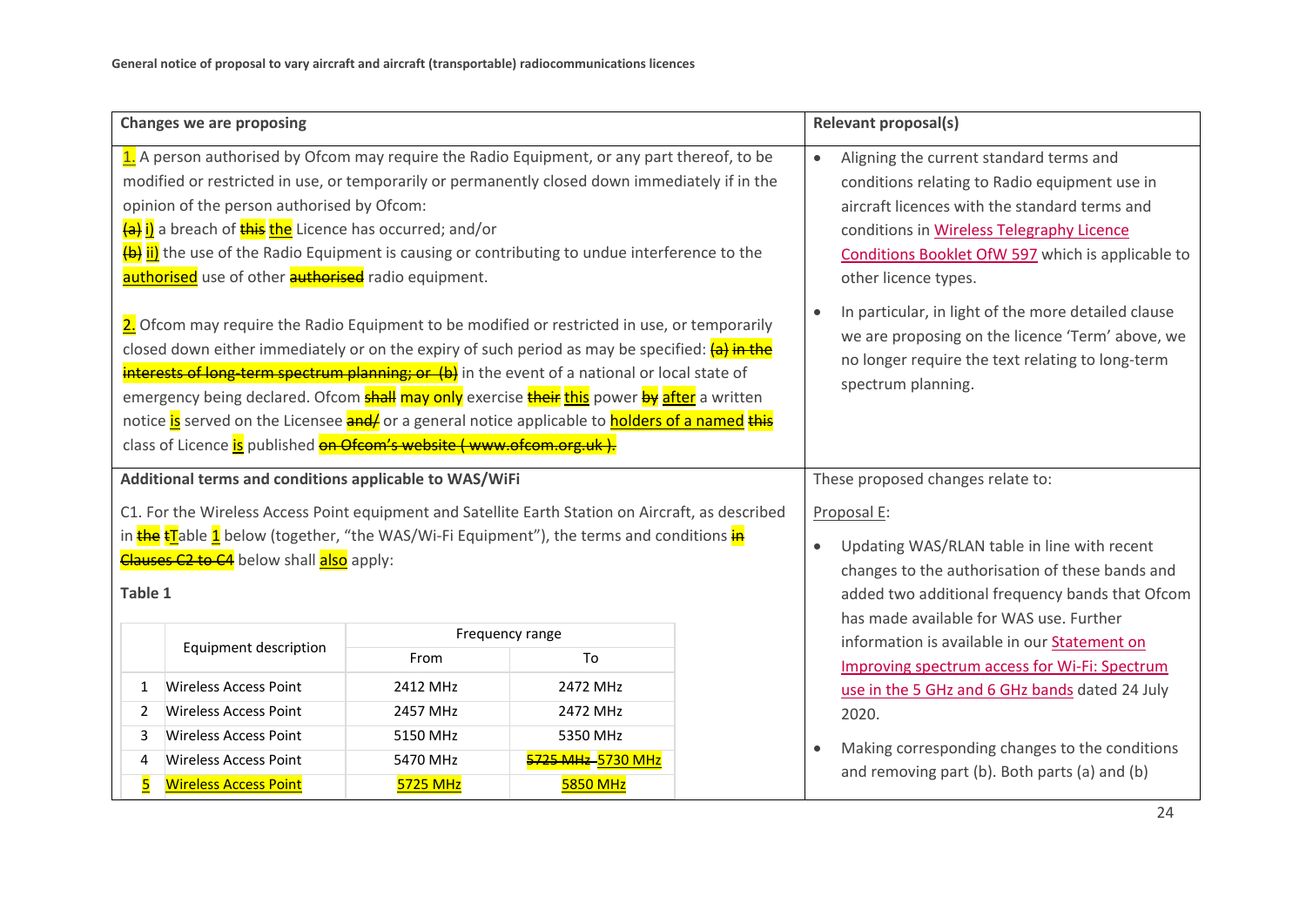| Changes we are proposing | Relevant proposal(s) |
|---|---|
| 1. A person authorised by Ofcom may require the Radio Equipment, or any part thereof, to be modified or restricted in use, or temporarily or permanently closed down immediately if in the opinion of the person authorised by Ofcom: <br> ~~(a)~~ i) a breach of ~~this~~ the Licence has occurred; and/or <br> ~~(b)~~ ii) the use of the Radio Equipment is causing or contributing to undue interference to the authorised use of other ~~authorised~~ radio equipment. <br><br> 2. Ofcom may require the Radio Equipment to be modified or restricted in use, or temporarily closed down either immediately or on the expiry of such period as may be specified: ~~(a) in the interests of long-term spectrum planning; or (b)~~ in the event of a national or local state of emergency being declared. Ofcom ~~shall~~ may only exercise ~~their~~ this power ~~by~~ after a written notice is served on the Licensee ~~and/~~ or a general notice applicable to holders of a named ~~this~~ class of Licence is published ~~on Ofcom's website ( www.ofcom.org.uk ).~~ | • Aligning the current standard terms and conditions relating to Radio equipment use in aircraft licences with the standard terms and conditions in Wireless Telegraphy Licence Conditions Booklet OfW 597 which is applicable to other licence types. <br> • In particular, in light of the more detailed clause we are proposing on the licence 'Term' above, we no longer require the text relating to long-term spectrum planning. |
| **Additional terms and conditions applicable to WAS/WiFi** <br><br> C1. For the Wireless Access Point equipment and Satellite Earth Station on Aircraft, as described in ~~the~~ ~~t~~Table 1 below (together, "the WAS/Wi-Fi Equipment"), the terms and conditions ~~in Clauses C2 to C4~~ below shall also apply: <br><br> **Table 1** | These proposed changes relate to: <br><br> Proposal E: <br><br> • Updating WAS/RLAN table in line with recent changes to the authorisation of these bands and added two additional frequency bands that Ofcom has made available for WAS use. Further information is available in our Statement on Improving spectrum access for Wi-Fi: Spectrum use in the 5 GHz and 6 GHz bands dated 24 July 2020. <br> • Making corresponding changes to the conditions and removing part (b). Both parts (a) and (b) |

**Table 1**

| | Equipment description | Frequency range | |
|---|---|---|---|
| | | From | To |
| 1 | Wireless Access Point | 2412 MHz | 2472 MHz |
| 2 | Wireless Access Point | 2457 MHz | 2472 MHz |
| 3 | Wireless Access Point | 5150 MHz | 5350 MHz |
| 4 | Wireless Access Point | 5470 MHz | ~~5725 MHz~~ 5730 MHz |
| 5 | Wireless Access Point | 5725 MHz | 5850 MHz |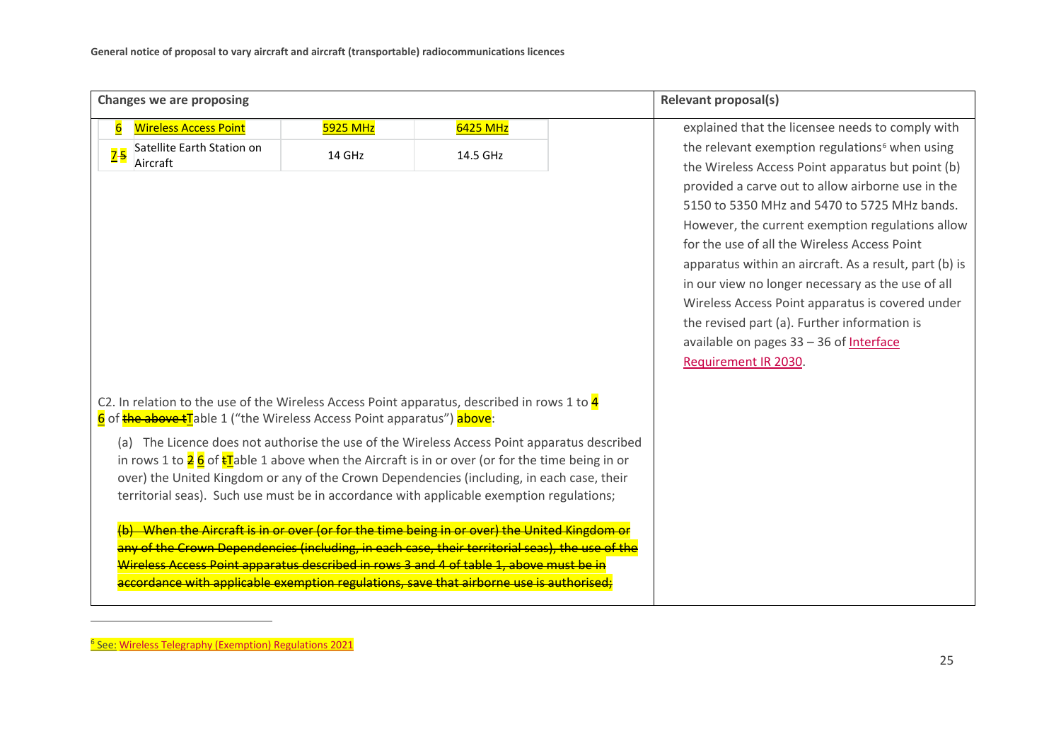| Changes we are proposing | Relevant proposal(s) |
|---|---|
| | explained that the licensee needs to comply with the relevant exemption regulations[6] when using the Wireless Access Point apparatus but point (b) provided a carve out to allow airborne use in the 5150 to 5350 MHz and 5470 to 5725 MHz bands. However, the current exemption regulations allow for the use of all the Wireless Access Point apparatus within an aircraft. As a result, part (b) is in our view no longer necessary as the use of all Wireless Access Point apparatus is covered under the revised part (a). Further information is available on pages 33 – 36 of Interface Requirement IR 2030. |

| | | | |
|---|---|---|---|
| 6 | Wireless Access Point | 5925 MHz | 6425 MHz |
| ~~5~~ 7 | Satellite Earth Station on Aircraft | 14 GHz | 14.5 GHz |

C2. In relation to the use of the Wireless Access Point apparatus, described in rows 1 to ~~4~~ 6 of ~~the above t~~Table 1 ("the Wireless Access Point apparatus") above:

(a) The Licence does not authorise the use of the Wireless Access Point apparatus described in rows 1 to ~~2~~ 6 of ~~t~~Table 1 above when the Aircraft is in or over (or for the time being in or over) the United Kingdom or any of the Crown Dependencies (including, in each case, their territorial seas). Such use must be in accordance with applicable exemption regulations;

~~(b) When the Aircraft is in or over (or for the time being in or over) the United Kingdom or any of the Crown Dependencies (including, in each case, their territorial seas), the use of the Wireless Access Point apparatus described in rows 3 and 4 of table 1, above must be in accordance with applicable exemption regulations, save that airborne use is authorised;~~

[6] See: Wireless Telegraphy (Exemption) Regulations 2021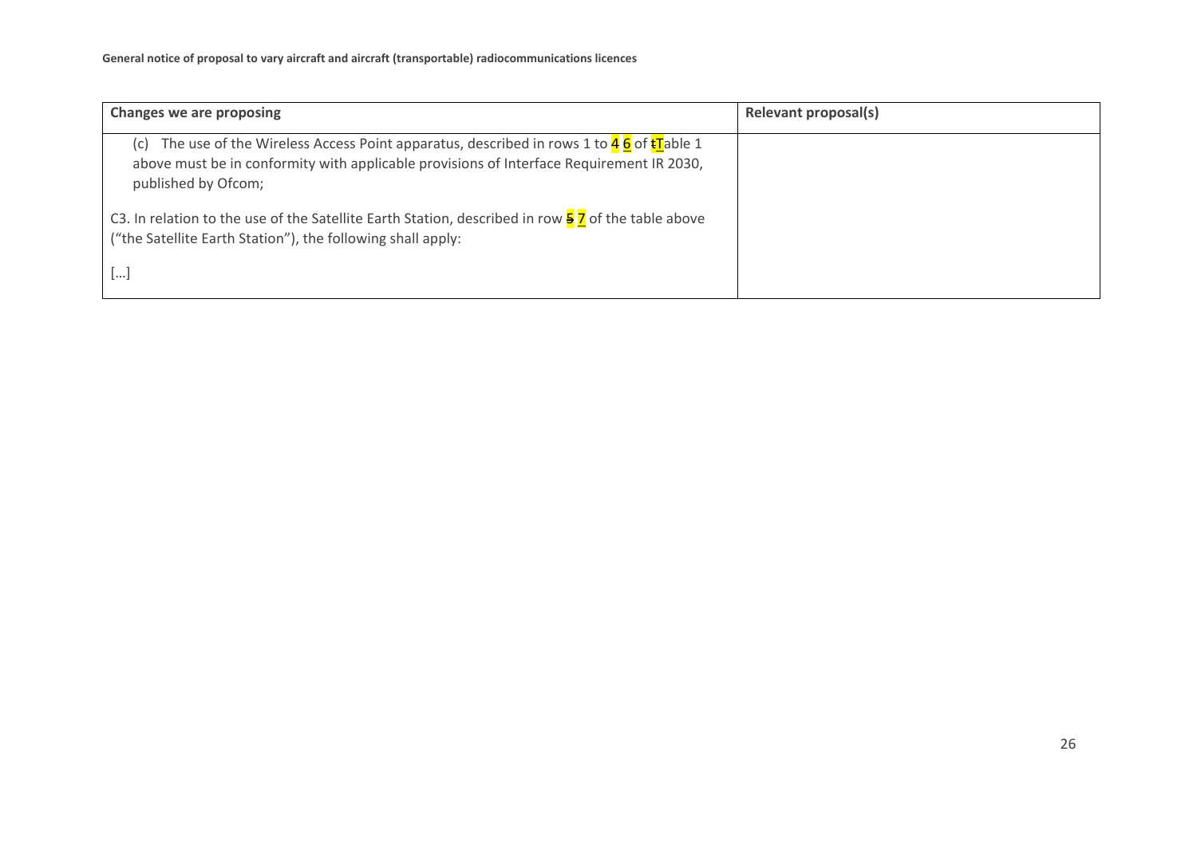| Changes we are proposing | Relevant proposal(s) |
| --- | --- |
| (c) The use of the Wireless Access Point apparatus, described in rows 1 to ~~4~~ <u>6</u> of ~~t~~<u>T</u>able 1 above must be in conformity with applicable provisions of Interface Requirement IR 2030, published by Ofcom;<br><br>C3. In relation to the use of the Satellite Earth Station, described in row ~~5~~ <u>7</u> of the table above ("the Satellite Earth Station"), the following shall apply:<br><br>[…] | |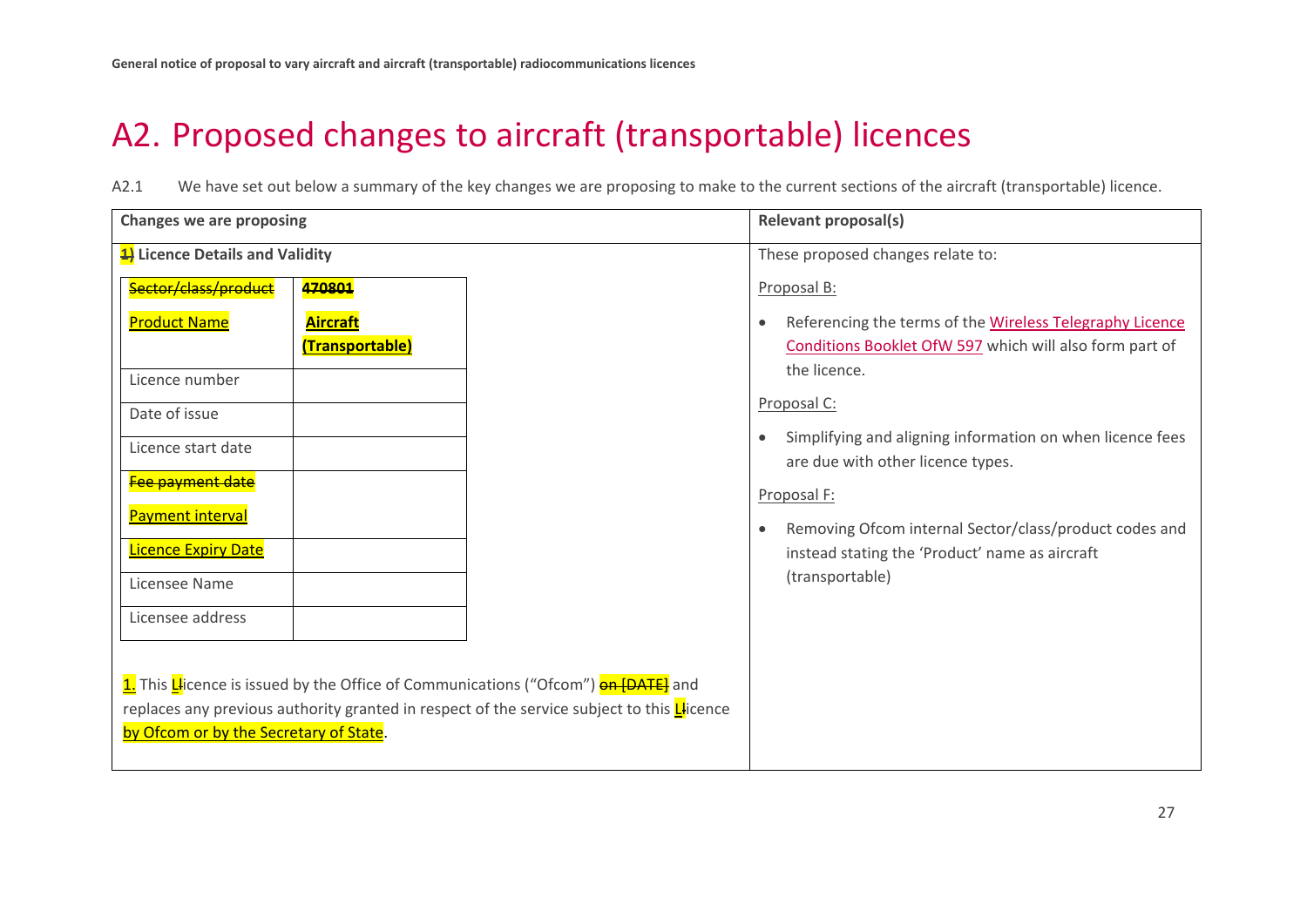# A2. Proposed changes to aircraft (transportable) licences

A2.1 We have set out below a summary of the key changes we are proposing to make to the current sections of the aircraft (transportable) licence.

<table>
<tr><th>Changes we are proposing</th><th>Relevant proposal(s)</th></tr>
<tr><td>

~~1)~~ **Licence Details and Validity**

| ~~Sector/class/product~~<br><u>Product Name</u> | ~~**470801**~~<br><u>**Aircraft (Transportable)**</u> |
|---|---|
| Licence number | |
| Date of issue | |
| Licence start date | |
| ~~Fee payment date~~<br><u>Payment interval</u> | |
| <u>Licence Expiry Date</u> | |
| Licensee Name | |
| Licensee address | |

<u>1.</u> This <u>L</u>~~l~~icence is issued by the Office of Communications ("Ofcom") ~~on [DATE]~~ and replaces any previous authority granted in respect of the service subject to this <u>L</u>~~l~~icence <u>by Ofcom or by the Secretary of State</u>.

</td><td>

These proposed changes relate to:

<u>Proposal B:</u>

- Referencing the terms of the Wireless Telegraphy Licence Conditions Booklet OfW 597 which will also form part of the licence.

<u>Proposal C:</u>

- Simplifying and aligning information on when licence fees are due with other licence types.

<u>Proposal F:</u>

- Removing Ofcom internal Sector/class/product codes and instead stating the 'Product' name as aircraft (transportable)

</td></tr>
</table>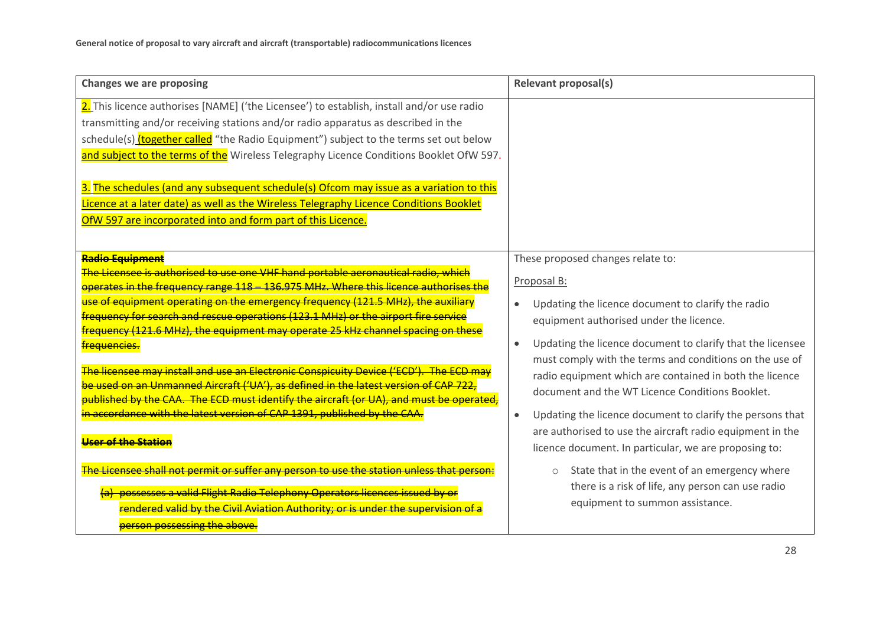| Changes we are proposing | Relevant proposal(s) |
|---|---|
| 2. This licence authorises [NAME] ('the Licensee') to establish, install and/or use radio transmitting and/or receiving stations and/or radio apparatus as described in the schedule(s) (together called "the Radio Equipment") subject to the terms set out below and subject to the terms of the Wireless Telegraphy Licence Conditions Booklet OfW 597.<br><br>3. The schedules (and any subsequent schedule(s) Ofcom may issue as a variation to this Licence at a later date) as well as the Wireless Telegraphy Licence Conditions Booklet OfW 597 are incorporated into and form part of this Licence. | |
| ~~**Radio Equipment**~~<br>~~The Licensee is authorised to use one VHF hand portable aeronautical radio, which operates in the frequency range 118 – 136.975 MHz. Where this licence authorises the use of equipment operating on the emergency frequency (121.5 MHz), the auxiliary frequency for search and rescue operations (123.1 MHz) or the airport fire service frequency (121.6 MHz), the equipment may operate 25 kHz channel spacing on these frequencies.~~<br><br>~~The licensee may install and use an Electronic Conspicuity Device ('ECD'). The ECD may be used on an Unmanned Aircraft ('UA'), as defined in the latest version of CAP 722, published by the CAA. The ECD must identify the aircraft (or UA), and must be operated, in accordance with the latest version of CAP 1391, published by the CAA.~~<br><br>~~**User of the Station**~~<br><br>~~The Licensee shall not permit or suffer any person to use the station unless that person:~~<br><br>~~(a) possesses a valid Flight Radio Telephony Operators licences issued by or rendered valid by the Civil Aviation Authority; or is under the supervision of a person possessing the above.~~ | These proposed changes relate to:<br><br>Proposal B:<br><br>• Updating the licence document to clarify the radio equipment authorised under the licence.<br>• Updating the licence document to clarify that the licensee must comply with the terms and conditions on the use of radio equipment which are contained in both the licence document and the WT Licence Conditions Booklet.<br>• Updating the licence document to clarify the persons that are authorised to use the aircraft radio equipment in the licence document. In particular, we are proposing to:<br>  ○ State that in the event of an emergency where there is a risk of life, any person can use radio equipment to summon assistance. |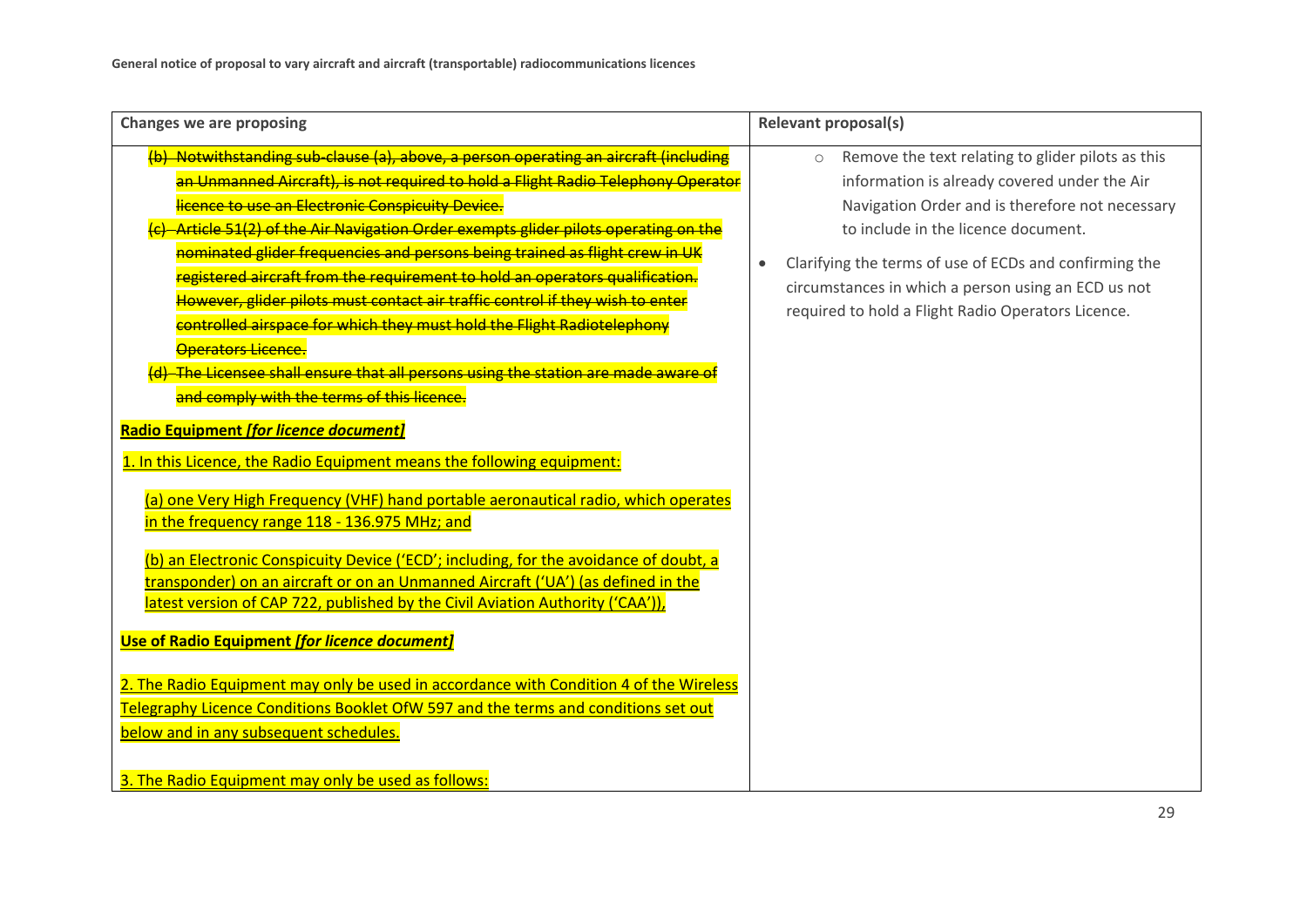| Changes we are proposing | Relevant proposal(s) |
| --- | --- |
| ~~(b) Notwithstanding sub-clause (a), above, a person operating an aircraft (including an Unmanned Aircraft), is not required to hold a Flight Radio Telephony Operator licence to use an Electronic Conspicuity Device.~~<br>~~(c) Article 51(2) of the Air Navigation Order exempts glider pilots operating on the nominated glider frequencies and persons being trained as flight crew in UK registered aircraft from the requirement to hold an operators qualification. However, glider pilots must contact air traffic control if they wish to enter controlled airspace for which they must hold the Flight Radiotelephony Operators Licence.~~<br>~~(d) The Licensee shall ensure that all persons using the station are made aware of and comply with the terms of this licence.~~<br><br>**<u>Radio Equipment *[for licence document]*</u>**<br><br><u>1. In this Licence, the Radio Equipment means the following equipment:</u><br><br><u>(a) one Very High Frequency (VHF) hand portable aeronautical radio, which operates in the frequency range 118 - 136.975 MHz; and</u><br><br><u>(b) an Electronic Conspicuity Device ('ECD'; including, for the avoidance of doubt, a transponder) on an aircraft or on an Unmanned Aircraft ('UA') (as defined in the latest version of CAP 722, published by the Civil Aviation Authority ('CAA')),</u><br><br>**<u>Use of Radio Equipment *[for licence document]*</u>**<br><br><u>2. The Radio Equipment may only be used in accordance with Condition 4 of the Wireless Telegraphy Licence Conditions Booklet OfW 597 and the terms and conditions set out below and in any subsequent schedules.</u><br><br><u>3. The Radio Equipment may only be used as follows:</u> | ○ Remove the text relating to glider pilots as this information is already covered under the Air Navigation Order and is therefore not necessary to include in the licence document.<br><br>• Clarifying the terms of use of ECDs and confirming the circumstances in which a person using an ECD us not required to hold a Flight Radio Operators Licence. |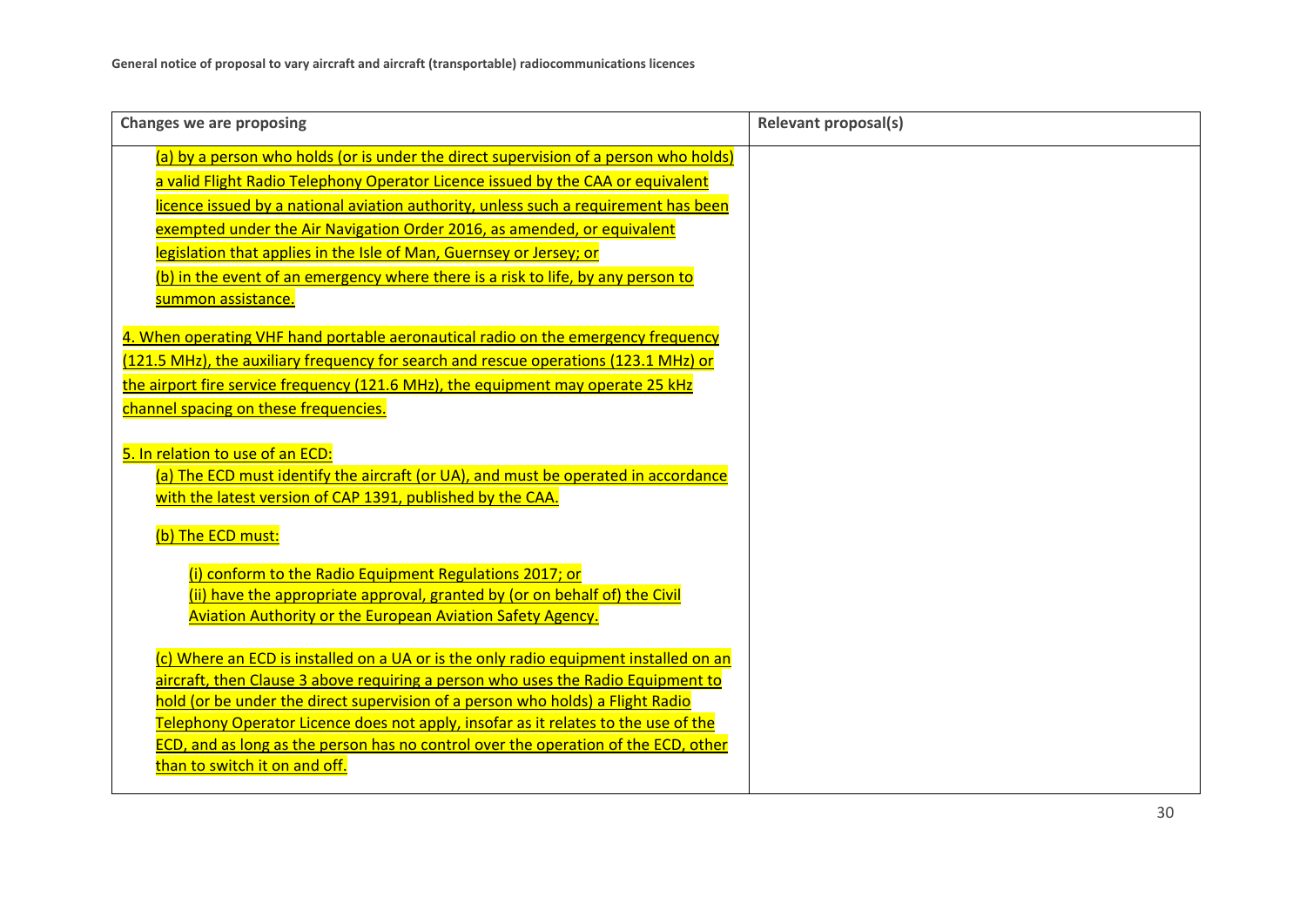| Changes we are proposing | Relevant proposal(s) |
| --- | --- |
| (a) by a person who holds (or is under the direct supervision of a person who holds) a valid Flight Radio Telephony Operator Licence issued by the CAA or equivalent licence issued by a national aviation authority, unless such a requirement has been exempted under the Air Navigation Order 2016, as amended, or equivalent legislation that applies in the Isle of Man, Guernsey or Jersey; or<br>(b) in the event of an emergency where there is a risk to life, by any person to summon assistance.<br><br>4. When operating VHF hand portable aeronautical radio on the emergency frequency (121.5 MHz), the auxiliary frequency for search and rescue operations (123.1 MHz) or the airport fire service frequency (121.6 MHz), the equipment may operate 25 kHz channel spacing on these frequencies.<br><br>5. In relation to use of an ECD:<br>(a) The ECD must identify the aircraft (or UA), and must be operated in accordance with the latest version of CAP 1391, published by the CAA.<br><br>(b) The ECD must:<br><br>(i) conform to the Radio Equipment Regulations 2017; or<br>(ii) have the appropriate approval, granted by (or on behalf of) the Civil Aviation Authority or the European Aviation Safety Agency.<br><br>(c) Where an ECD is installed on a UA or is the only radio equipment installed on an aircraft, then Clause 3 above requiring a person who uses the Radio Equipment to hold (or be under the direct supervision of a person who holds) a Flight Radio Telephony Operator Licence does not apply, insofar as it relates to the use of the ECD, and as long as the person has no control over the operation of the ECD, other than to switch it on and off. | |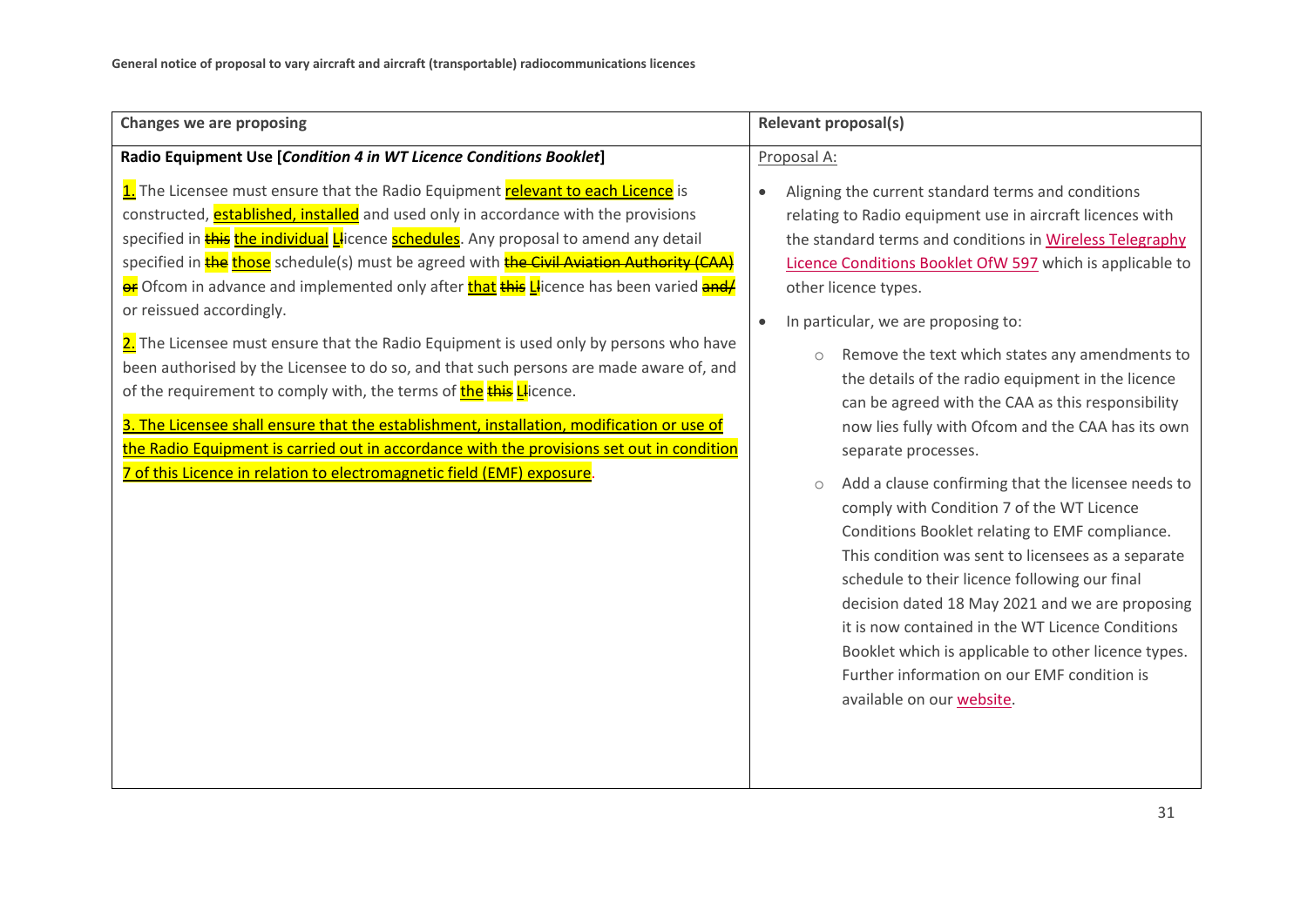| Changes we are proposing | Relevant proposal(s) |
| --- | --- |
| **Radio Equipment Use [*Condition 4 in WT Licence Conditions Booklet*]**<br><br>1. The Licensee must ensure that the Radio Equipment relevant to each Licence is constructed, established, installed and used only in accordance with the provisions specified in ~~this~~ the individual L~~l~~icence schedules. Any proposal to amend any detail specified in ~~the~~ those schedule(s) must be agreed with ~~the Civil Aviation Authority (CAA) or~~ Ofcom in advance and implemented only after that ~~this~~ L~~l~~icence has been varied ~~and/~~ or reissued accordingly.<br><br>2. The Licensee must ensure that the Radio Equipment is used only by persons who have been authorised by the Licensee to do so, and that such persons are made aware of, and of the requirement to comply with, the terms of the ~~this~~ L~~l~~icence.<br><br>3. The Licensee shall ensure that the establishment, installation, modification or use of the Radio Equipment is carried out in accordance with the provisions set out in condition 7 of this Licence in relation to electromagnetic field (EMF) exposure. | Proposal A:<br><br>• Aligning the current standard terms and conditions relating to Radio equipment use in aircraft licences with the standard terms and conditions in Wireless Telegraphy Licence Conditions Booklet OfW 597 which is applicable to other licence types.<br><br>• In particular, we are proposing to:<br><br>○ Remove the text which states any amendments to the details of the radio equipment in the licence can be agreed with the CAA as this responsibility now lies fully with Ofcom and the CAA has its own separate processes.<br><br>○ Add a clause confirming that the licensee needs to comply with Condition 7 of the WT Licence Conditions Booklet relating to EMF compliance. This condition was sent to licensees as a separate schedule to their licence following our final decision dated 18 May 2021 and we are proposing it is now contained in the WT Licence Conditions Booklet which is applicable to other licence types. Further information on our EMF condition is available on our website. |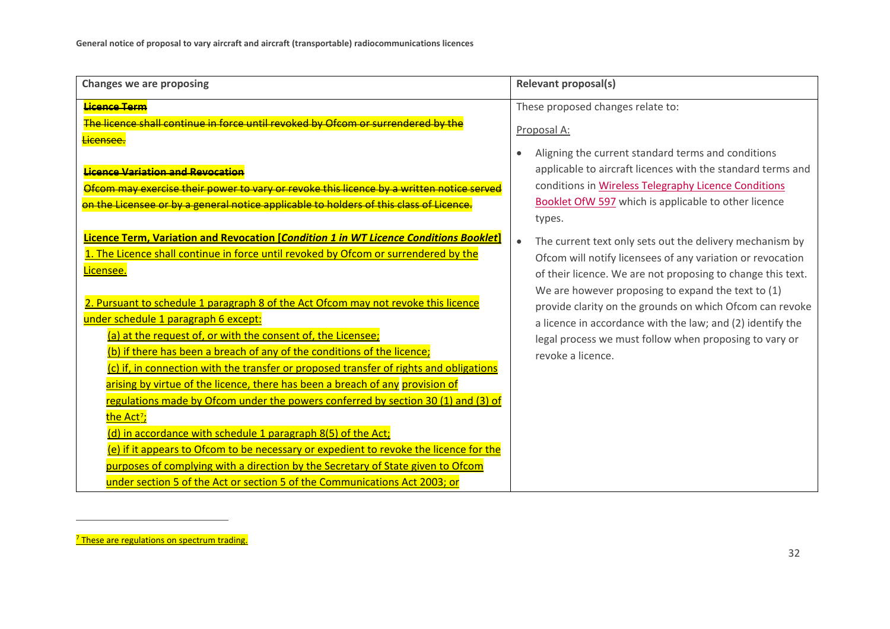| Changes we are proposing | Relevant proposal(s) |
| --- | --- |
| ~~**Licence Term**~~<br>~~The licence shall continue in force until revoked by Ofcom or surrendered by the Licensee.~~<br><br>~~**Licence Variation and Revocation**~~<br>~~Ofcom may exercise their power to vary or revoke this licence by a written notice served on the Licensee or by a general notice applicable to holders of this class of Licence.~~<br><br>**Licence Term, Variation and Revocation [*Condition 1 in WT Licence Conditions Booklet*]**<br>1. The Licence shall continue in force until revoked by Ofcom or surrendered by the Licensee.<br><br>2. Pursuant to schedule 1 paragraph 8 of the Act Ofcom may not revoke this licence under schedule 1 paragraph 6 except:<br>(a) at the request of, or with the consent of, the Licensee;<br>(b) if there has been a breach of any of the conditions of the licence;<br>(c) if, in connection with the transfer or proposed transfer of rights and obligations arising by virtue of the licence, there has been a breach of any provision of regulations made by Ofcom under the powers conferred by section 30 (1) and (3) of the Act[7];<br>(d) in accordance with schedule 1 paragraph 8(5) of the Act;<br>(e) if it appears to Ofcom to be necessary or expedient to revoke the licence for the purposes of complying with a direction by the Secretary of State given to Ofcom under section 5 of the Act or section 5 of the Communications Act 2003; or | These proposed changes relate to:<br><br>Proposal A:<br><br>• Aligning the current standard terms and conditions applicable to aircraft licences with the standard terms and conditions in Wireless Telegraphy Licence Conditions Booklet OfW 597 which is applicable to other licence types.<br><br>• The current text only sets out the delivery mechanism by Ofcom will notify licensees of any variation or revocation of their licence. We are not proposing to change this text. We are however proposing to expand the text to (1) provide clarity on the grounds on which Ofcom can revoke a licence in accordance with the law; and (2) identify the legal process we must follow when proposing to vary or revoke a licence. |

[7] These are regulations on spectrum trading.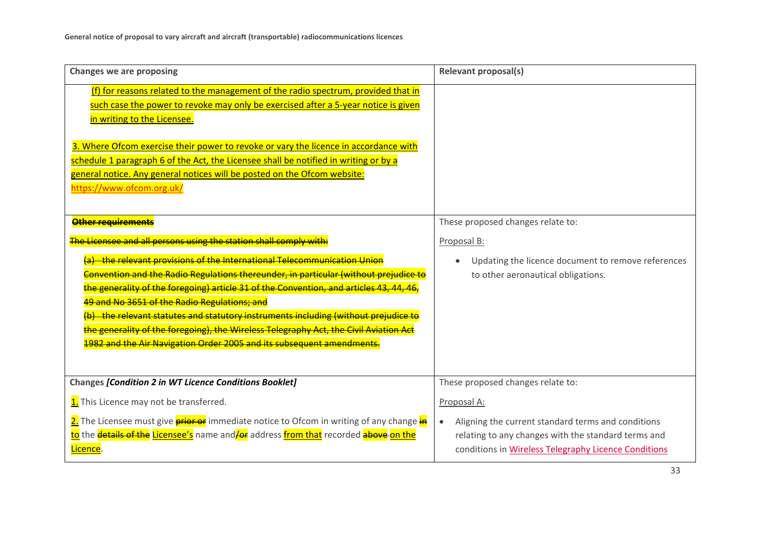| Changes we are proposing | Relevant proposal(s) |
| --- | --- |
| (f) for reasons related to the management of the radio spectrum, provided that in such case the power to revoke may only be exercised after a 5-year notice is given in writing to the Licensee.<br><br>3. Where Ofcom exercise their power to revoke or vary the licence in accordance with schedule 1 paragraph 6 of the Act, the Licensee shall be notified in writing or by a general notice. Any general notices will be posted on the Ofcom website: https://www.ofcom.org.uk/ | |
| ~~**Other requirements**~~<br><br>~~The Licensee and all persons using the station shall comply with:~~<br><br>~~(a) the relevant provisions of the International Telecommunication Union Convention and the Radio Regulations thereunder, in particular (without prejudice to the generality of the foregoing) article 31 of the Convention, and articles 43, 44, 46, 49 and No 3651 of the Radio Regulations; and~~<br>~~(b) the relevant statutes and statutory instruments including (without prejudice to the generality of the foregoing), the Wireless Telegraphy Act, the Civil Aviation Act 1982 and the Air Navigation Order 2005 and its subsequent amendments.~~ | These proposed changes relate to:<br><br>Proposal B:<br><br>• Updating the licence document to remove references to other aeronautical obligations. |
| **Changes *[Condition 2 in WT Licence Conditions Booklet]***<br><br>1. This Licence may not be transferred.<br><br>2. The Licensee must give ~~prior or~~ immediate notice to Ofcom in writing of any change ~~in~~ to the ~~details of the~~ Licensee's name and~~/or~~ address from that recorded ~~above~~ on the Licence. | These proposed changes relate to:<br><br>Proposal A:<br><br>• Aligning the current standard terms and conditions relating to any changes with the standard terms and conditions in Wireless Telegraphy Licence Conditions |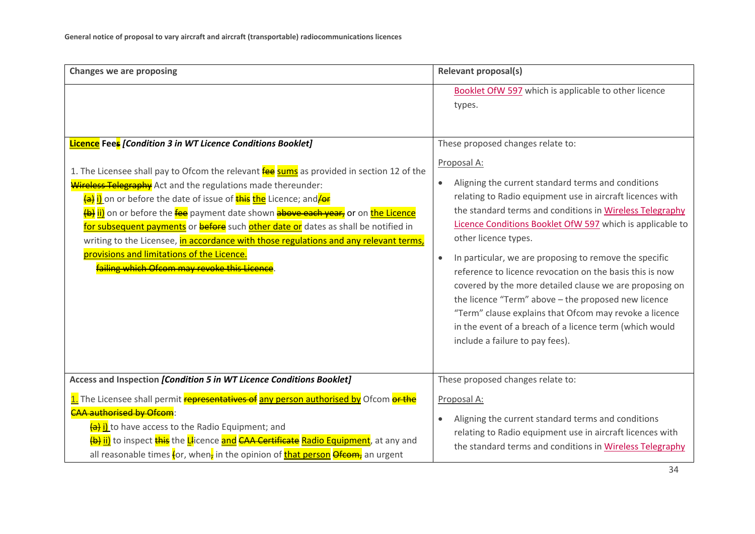| Changes we are proposing | Relevant proposal(s) |
| --- | --- |
| | Booklet OfW 597 which is applicable to other licence types. |
| **Licence Fees** ***[Condition 3 in WT Licence Conditions Booklet]***<br><br>1. The Licensee shall pay to Ofcom the relevant ~~fee~~ sums as provided in section 12 of the ~~Wireless Telegraphy~~ Act and the regulations made thereunder:<br>~~(a)~~ i) on or before the date of issue of ~~this~~ the Licence; and~~/or~~<br>~~(b)~~ ii) on or before the ~~fee~~ payment date shown ~~above each year,~~ or on the Licence for subsequent payments or ~~before~~ such other date or dates as shall be notified in writing to the Licensee, in accordance with those regulations and any relevant terms, provisions and limitations of the Licence.<br>~~failing which Ofcom may revoke this Licence~~. | These proposed changes relate to:<br><br>Proposal A:<br><br>• Aligning the current standard terms and conditions relating to Radio equipment use in aircraft licences with the standard terms and conditions in Wireless Telegraphy Licence Conditions Booklet OfW 597 which is applicable to other licence types.<br><br>• In particular, we are proposing to remove the specific reference to licence revocation on the basis this is now covered by the more detailed clause we are proposing on the licence "Term" above – the proposed new licence "Term" clause explains that Ofcom may revoke a licence in the event of a breach of a licence term (which would include a failure to pay fees). |
| **Access and Inspection** ***[Condition 5 in WT Licence Conditions Booklet]***<br><br>1. The Licensee shall permit ~~representatives of~~ any person authorised by Ofcom ~~or the CAA authorised by Ofcom~~:<br>~~(a)~~ i) to have access to the Radio Equipment; and<br>~~(b)~~ ii) to inspect ~~this~~ the ~~L~~licence and ~~CAA Certificate~~ Radio Equipment, at any and all reasonable times ~~(~~or, when~~,~~ in the opinion of that person ~~Ofcom,~~ an urgent | These proposed changes relate to:<br><br>Proposal A:<br><br>• Aligning the current standard terms and conditions relating to Radio equipment use in aircraft licences with the standard terms and conditions in Wireless Telegraphy |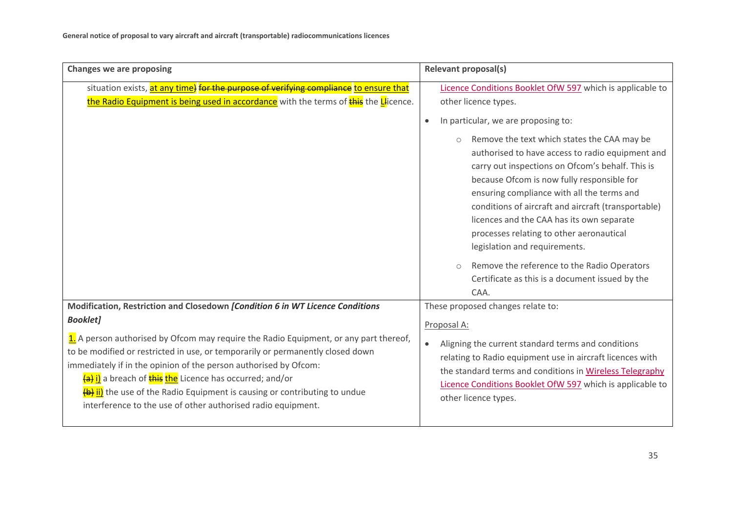| Changes we are proposing | Relevant proposal(s) |
|---|---|
| situation exists, at any time) ~~for the purpose of verifying compliance~~ to ensure that the Radio Equipment is being used in accordance with the terms of ~~this~~ the L~~l~~icence. | Licence Conditions Booklet OfW 597 which is applicable to other licence types.<br><br>• In particular, we are proposing to:<br>○ Remove the text which states the CAA may be authorised to have access to radio equipment and carry out inspections on Ofcom's behalf. This is because Ofcom is now fully responsible for ensuring compliance with all the terms and conditions of aircraft and aircraft (transportable) licences and the CAA has its own separate processes relating to other aeronautical legislation and requirements.<br>○ Remove the reference to the Radio Operators Certificate as this is a document issued by the CAA. |
| **Modification, Restriction and Closedown *[Condition 6 in WT Licence Conditions Booklet]***<br><br>1. A person authorised by Ofcom may require the Radio Equipment, or any part thereof, to be modified or restricted in use, or temporarily or permanently closed down immediately if in the opinion of the person authorised by Ofcom:<br>~~(a)~~ i) a breach of ~~this~~ the Licence has occurred; and/or<br>~~(b)~~ ii) the use of the Radio Equipment is causing or contributing to undue interference to the use of other authorised radio equipment. | These proposed changes relate to:<br><br>Proposal A:<br><br>• Aligning the current standard terms and conditions relating to Radio equipment use in aircraft licences with the standard terms and conditions in Wireless Telegraphy Licence Conditions Booklet OfW 597 which is applicable to other licence types. |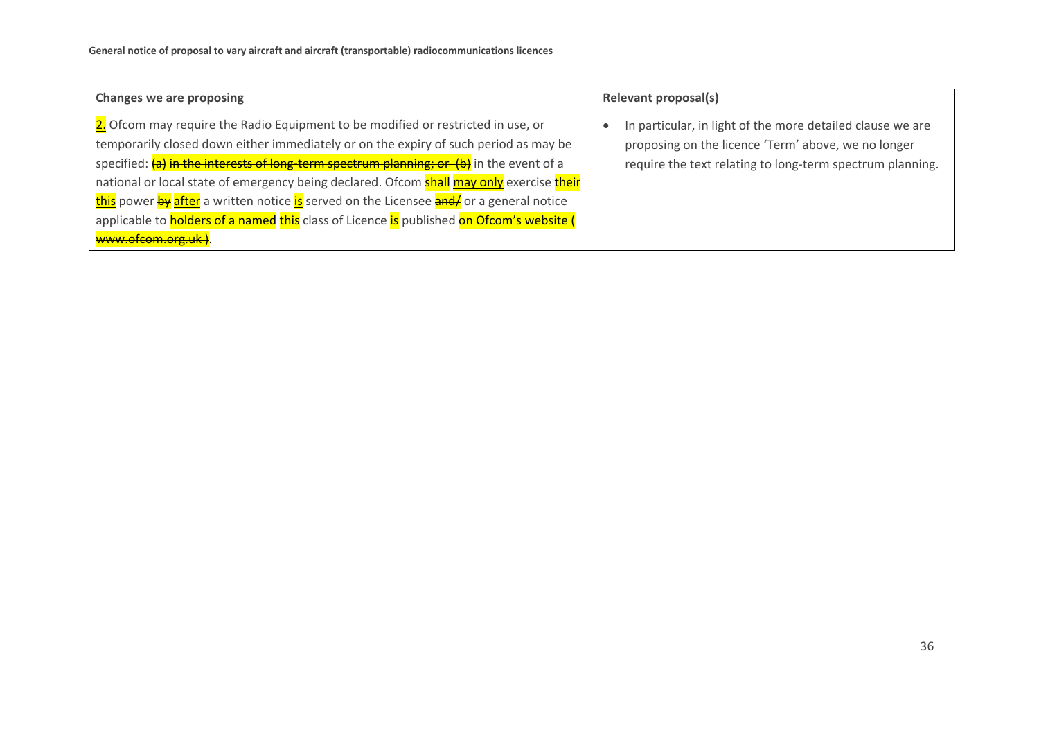| Changes we are proposing | Relevant proposal(s) |
| --- | --- |
| 2. Ofcom may require the Radio Equipment to be modified or restricted in use, or temporarily closed down either immediately or on the expiry of such period as may be specified: ~~(a) in the interests of long-term spectrum planning; or (b)~~ in the event of a national or local state of emergency being declared. Ofcom ~~shall~~ may only exercise ~~their~~ this power ~~by~~ after a written notice is served on the Licensee ~~and/~~ or a general notice applicable to holders of a named ~~this~~ class of Licence is published ~~on Ofcom's website ( www.ofcom.org.uk )~~. | • In particular, in light of the more detailed clause we are proposing on the licence 'Term' above, we no longer require the text relating to long-term spectrum planning. |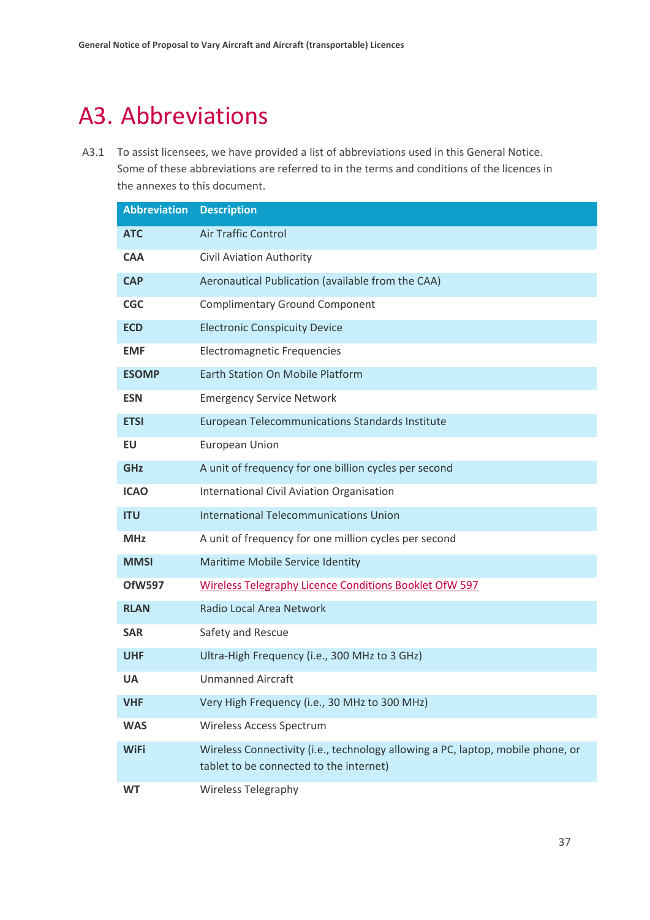# A3. Abbreviations

A3.1 To assist licensees, we have provided a list of abbreviations used in this General Notice. Some of these abbreviations are referred to in the terms and conditions of the licences in the annexes to this document.

| Abbreviation | Description |
|---|---|
| **ATC** | Air Traffic Control |
| **CAA** | Civil Aviation Authority |
| **CAP** | Aeronautical Publication (available from the CAA) |
| **CGC** | Complimentary Ground Component |
| **ECD** | Electronic Conspicuity Device |
| **EMF** | Electromagnetic Frequencies |
| **ESOMP** | Earth Station On Mobile Platform |
| **ESN** | Emergency Service Network |
| **ETSI** | European Telecommunications Standards Institute |
| **EU** | European Union |
| **GHz** | A unit of frequency for one billion cycles per second |
| **ICAO** | International Civil Aviation Organisation |
| **ITU** | International Telecommunications Union |
| **MHz** | A unit of frequency for one million cycles per second |
| **MMSI** | Maritime Mobile Service Identity |
| **OfW597** | Wireless Telegraphy Licence Conditions Booklet OfW 597 |
| **RLAN** | Radio Local Area Network |
| **SAR** | Safety and Rescue |
| **UHF** | Ultra-High Frequency (i.e., 300 MHz to 3 GHz) |
| **UA** | Unmanned Aircraft |
| **VHF** | Very High Frequency (i.e., 30 MHz to 300 MHz) |
| **WAS** | Wireless Access Spectrum |
| **WiFi** | Wireless Connectivity (i.e., technology allowing a PC, laptop, mobile phone, or tablet to be connected to the internet) |
| **WT** | Wireless Telegraphy |